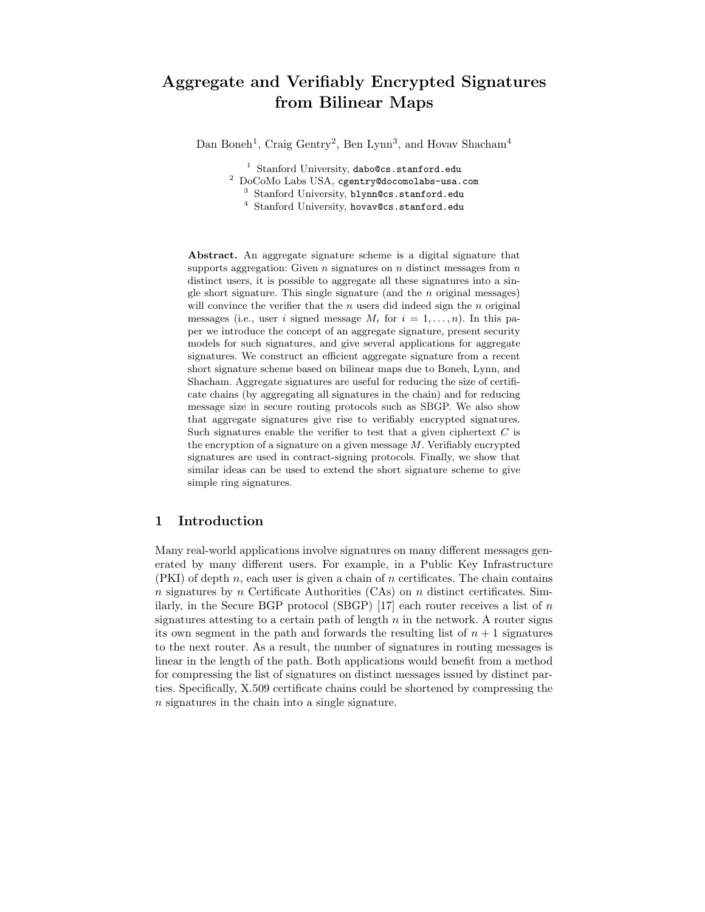# Aggregate and Verifiably Encrypted Signatures from Bilinear Maps

Dan Boneh[1], Craig Gentry[2], Ben Lynn[3], and Hovav Shacham[4]

[1] Stanford University, dabo@cs.stanford.edu
[2] DoCoMo Labs USA, cgentry@docomolabs-usa.com
[3] Stanford University, blynn@cs.stanford.edu
[4] Stanford University, hovav@cs.stanford.edu

**Abstract.** An aggregate signature scheme is a digital signature that supports aggregation: Given $n$ signatures on $n$ distinct messages from $n$ distinct users, it is possible to aggregate all these signatures into a single short signature. This single signature (and the $n$ original messages) will convince the verifier that the $n$ users did indeed sign the $n$ original messages (i.e., user $i$ signed message $M_i$ for $i = 1, \ldots, n$). In this paper we introduce the concept of an aggregate signature, present security models for such signatures, and give several applications for aggregate signatures. We construct an efficient aggregate signature from a recent short signature scheme based on bilinear maps due to Boneh, Lynn, and Shacham. Aggregate signatures are useful for reducing the size of certificate chains (by aggregating all signatures in the chain) and for reducing message size in secure routing protocols such as SBGP. We also show that aggregate signatures give rise to verifiably encrypted signatures. Such signatures enable the verifier to test that a given ciphertext $C$ is the encryption of a signature on a given message $M$. Verifiably encrypted signatures are used in contract-signing protocols. Finally, we show that similar ideas can be used to extend the short signature scheme to give simple ring signatures.

## 1 Introduction

Many real-world applications involve signatures on many different messages generated by many different users. For example, in a Public Key Infrastructure (PKI) of depth $n$, each user is given a chain of $n$ certificates. The chain contains $n$ signatures by $n$ Certificate Authorities (CAs) on $n$ distinct certificates. Similarly, in the Secure BGP protocol (SBGP) [17] each router receives a list of $n$ signatures attesting to a certain path of length $n$ in the network. A router signs its own segment in the path and forwards the resulting list of $n + 1$ signatures to the next router. As a result, the number of signatures in routing messages is linear in the length of the path. Both applications would benefit from a method for compressing the list of signatures on distinct messages issued by distinct parties. Specifically, X.509 certificate chains could be shortened by compressing the $n$ signatures in the chain into a single signature.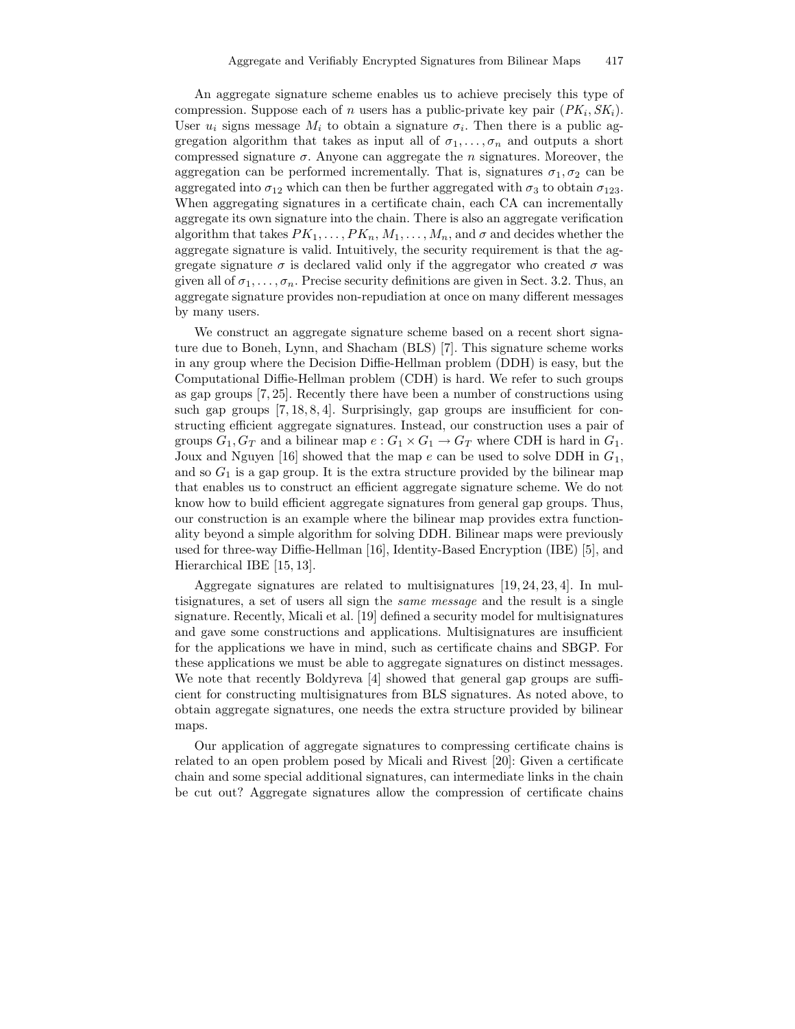An aggregate signature scheme enables us to achieve precisely this type of compression. Suppose each of $n$ users has a public-private key pair $(PK_i, SK_i)$. User $u_i$ signs message $M_i$ to obtain a signature $\sigma_i$. Then there is a public aggregation algorithm that takes as input all of $\sigma_1, \ldots, \sigma_n$ and outputs a short compressed signature $\sigma$. Anyone can aggregate the $n$ signatures. Moreover, the aggregation can be performed incrementally. That is, signatures $\sigma_1, \sigma_2$ can be aggregated into $\sigma_{12}$ which can then be further aggregated with $\sigma_3$ to obtain $\sigma_{123}$. When aggregating signatures in a certificate chain, each CA can incrementally aggregate its own signature into the chain. There is also an aggregate verification algorithm that takes $PK_1, \ldots, PK_n$, $M_1, \ldots, M_n$, and $\sigma$ and decides whether the aggregate signature is valid. Intuitively, the security requirement is that the aggregate signature $\sigma$ is declared valid only if the aggregator who created $\sigma$ was given all of $\sigma_1, \ldots, \sigma_n$. Precise security definitions are given in Sect. 3.2. Thus, an aggregate signature provides non-repudiation at once on many different messages by many users.

We construct an aggregate signature scheme based on a recent short signature due to Boneh, Lynn, and Shacham (BLS) [7]. This signature scheme works in any group where the Decision Diffie-Hellman problem (DDH) is easy, but the Computational Diffie-Hellman problem (CDH) is hard. We refer to such groups as gap groups [7, 25]. Recently there have been a number of constructions using such gap groups [7, 18, 8, 4]. Surprisingly, gap groups are insufficient for constructing efficient aggregate signatures. Instead, our construction uses a pair of groups $G_1, G_T$ and a bilinear map $e : G_1 \times G_1 \to G_T$ where CDH is hard in $G_1$. Joux and Nguyen [16] showed that the map $e$ can be used to solve DDH in $G_1$, and so $G_1$ is a gap group. It is the extra structure provided by the bilinear map that enables us to construct an efficient aggregate signature scheme. We do not know how to build efficient aggregate signatures from general gap groups. Thus, our construction is an example where the bilinear map provides extra functionality beyond a simple algorithm for solving DDH. Bilinear maps were previously used for three-way Diffie-Hellman [16], Identity-Based Encryption (IBE) [5], and Hierarchical IBE [15, 13].

Aggregate signatures are related to multisignatures [19, 24, 23, 4]. In multisignatures, a set of users all sign the *same message* and the result is a single signature. Recently, Micali et al. [19] defined a security model for multisignatures and gave some constructions and applications. Multisignatures are insufficient for the applications we have in mind, such as certificate chains and SBGP. For these applications we must be able to aggregate signatures on distinct messages. We note that recently Boldyreva [4] showed that general gap groups are sufficient for constructing multisignatures from BLS signatures. As noted above, to obtain aggregate signatures, one needs the extra structure provided by bilinear maps.

Our application of aggregate signatures to compressing certificate chains is related to an open problem posed by Micali and Rivest [20]: Given a certificate chain and some special additional signatures, can intermediate links in the chain be cut out? Aggregate signatures allow the compression of certificate chains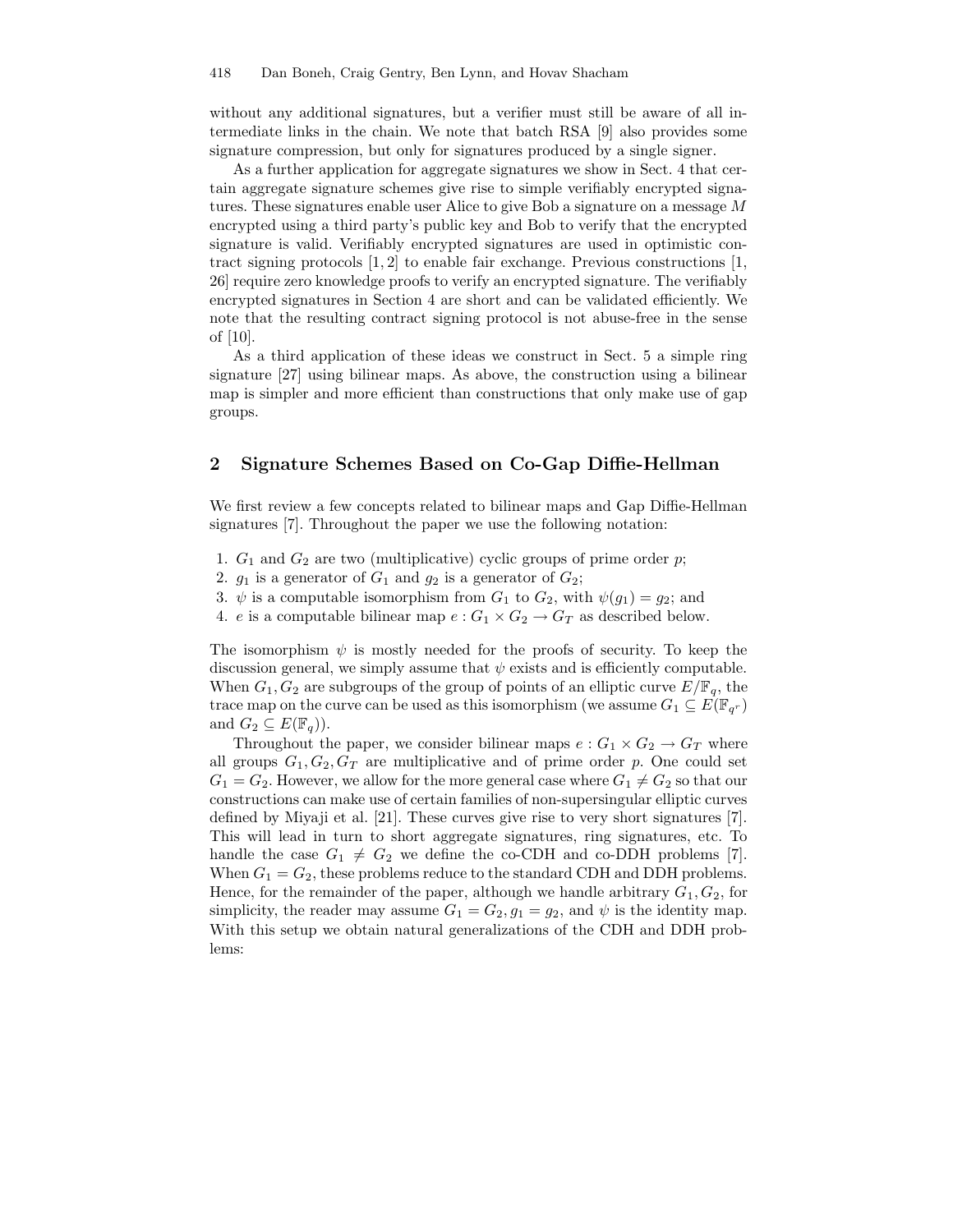without any additional signatures, but a verifier must still be aware of all intermediate links in the chain. We note that batch RSA [9] also provides some signature compression, but only for signatures produced by a single signer.

As a further application for aggregate signatures we show in Sect. 4 that certain aggregate signature schemes give rise to simple verifiably encrypted signatures. These signatures enable user Alice to give Bob a signature on a message $M$ encrypted using a third party's public key and Bob to verify that the encrypted signature is valid. Verifiably encrypted signatures are used in optimistic contract signing protocols [1, 2] to enable fair exchange. Previous constructions [1, 26] require zero knowledge proofs to verify an encrypted signature. The verifiably encrypted signatures in Section 4 are short and can be validated efficiently. We note that the resulting contract signing protocol is not abuse-free in the sense of [10].

As a third application of these ideas we construct in Sect. 5 a simple ring signature [27] using bilinear maps. As above, the construction using a bilinear map is simpler and more efficient than constructions that only make use of gap groups.

## 2 Signature Schemes Based on Co-Gap Diffie-Hellman

We first review a few concepts related to bilinear maps and Gap Diffie-Hellman signatures [7]. Throughout the paper we use the following notation:

1. $G_1$ and $G_2$ are two (multiplicative) cyclic groups of prime order $p$;
2. $g_1$ is a generator of $G_1$ and $g_2$ is a generator of $G_2$;
3. $\psi$ is a computable isomorphism from $G_1$ to $G_2$, with $\psi(g_1) = g_2$; and
4. $e$ is a computable bilinear map $e : G_1 \times G_2 \to G_T$ as described below.

The isomorphism $\psi$ is mostly needed for the proofs of security. To keep the discussion general, we simply assume that $\psi$ exists and is efficiently computable. When $G_1, G_2$ are subgroups of the group of points of an elliptic curve $E/\mathbb{F}_q$, the trace map on the curve can be used as this isomorphism (we assume $G_1 \subseteq E(\mathbb{F}_{q^r})$ and $G_2 \subseteq E(\mathbb{F}_q)$).

Throughout the paper, we consider bilinear maps $e : G_1 \times G_2 \to G_T$ where all groups $G_1, G_2, G_T$ are multiplicative and of prime order $p$. One could set $G_1 = G_2$. However, we allow for the more general case where $G_1 \neq G_2$ so that our constructions can make use of certain families of non-supersingular elliptic curves defined by Miyaji et al. [21]. These curves give rise to very short signatures [7]. This will lead in turn to short aggregate signatures, ring signatures, etc. To handle the case $G_1 \neq G_2$ we define the co-CDH and co-DDH problems [7]. When $G_1 = G_2$, these problems reduce to the standard CDH and DDH problems. Hence, for the remainder of the paper, although we handle arbitrary $G_1, G_2$, for simplicity, the reader may assume $G_1 = G_2, g_1 = g_2$, and $\psi$ is the identity map. With this setup we obtain natural generalizations of the CDH and DDH problems: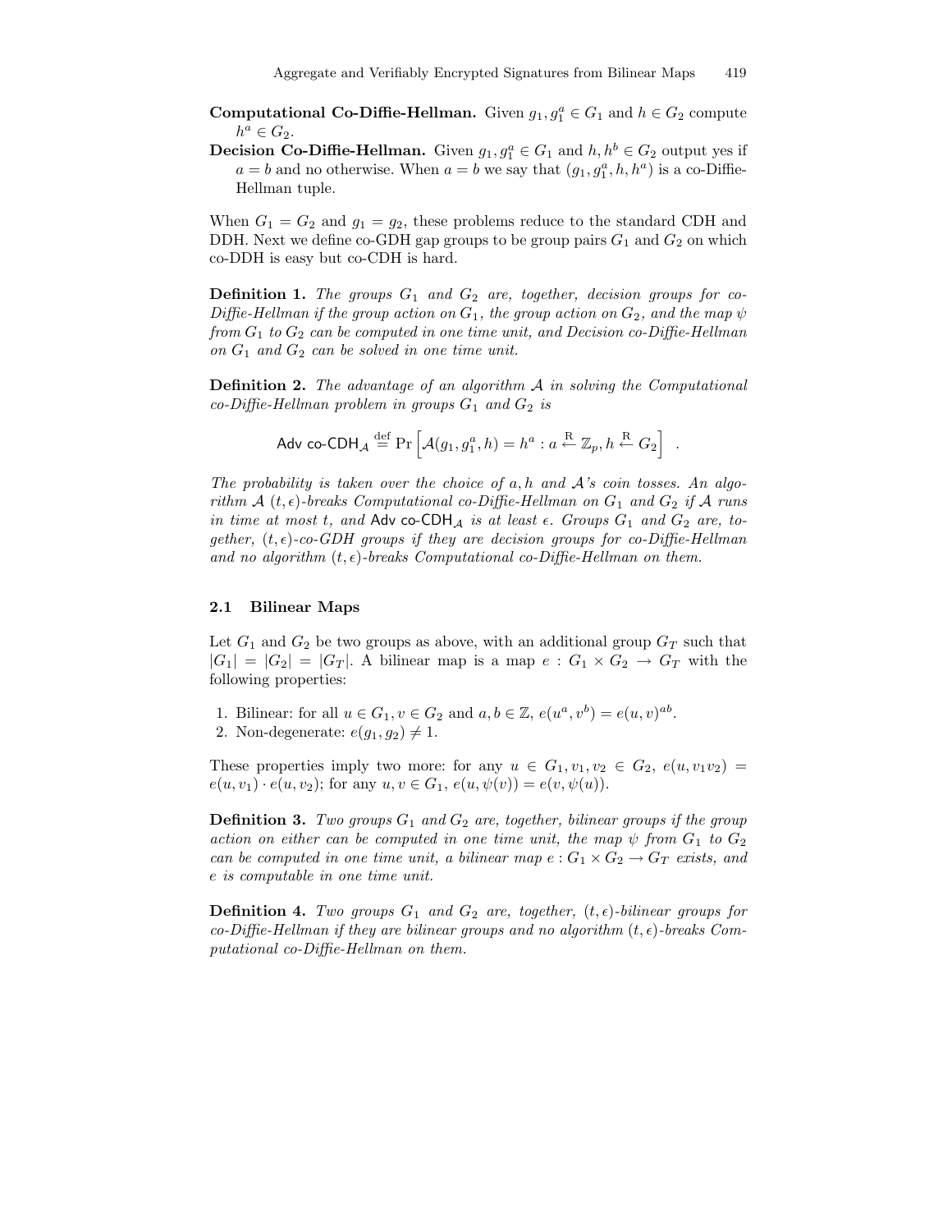**Computational Co-Diffie-Hellman.** Given $g_1, g_1^a \in G_1$ and $h \in G_2$ compute $h^a \in G_2$.

**Decision Co-Diffie-Hellman.** Given $g_1, g_1^a \in G_1$ and $h, h^b \in G_2$ output yes if $a = b$ and no otherwise. When $a = b$ we say that $(g_1, g_1^a, h, h^a)$ is a co-Diffie-Hellman tuple.

When $G_1 = G_2$ and $g_1 = g_2$, these problems reduce to the standard CDH and DDH. Next we define co-GDH gap groups to be group pairs $G_1$ and $G_2$ on which co-DDH is easy but co-CDH is hard.

**Definition 1.** *The groups $G_1$ and $G_2$ are, together, decision groups for co-Diffie-Hellman if the group action on $G_1$, the group action on $G_2$, and the map $\psi$ from $G_1$ to $G_2$ can be computed in one time unit, and Decision co-Diffie-Hellman on $G_1$ and $G_2$ can be solved in one time unit.*

**Definition 2.** *The advantage of an algorithm $\mathcal{A}$ in solving the Computational co-Diffie-Hellman problem in groups $G_1$ and $G_2$ is*

$$\mathsf{Adv\ co\text{-}CDH}_{\mathcal{A}} \stackrel{\mathrm{def}}{=} \Pr\left[\mathcal{A}(g_1, g_1^a, h) = h^a : a \stackrel{\mathrm{R}}{\leftarrow} \mathbb{Z}_p, h \stackrel{\mathrm{R}}{\leftarrow} G_2\right] \ .$$

*The probability is taken over the choice of $a, h$ and $\mathcal{A}$'s coin tosses. An algorithm $\mathcal{A}$ $(t, \epsilon)$-breaks Computational co-Diffie-Hellman on $G_1$ and $G_2$ if $\mathcal{A}$ runs in time at most $t$, and $\mathsf{Adv\ co\text{-}CDH}_{\mathcal{A}}$ is at least $\epsilon$. Groups $G_1$ and $G_2$ are, together, $(t, \epsilon)$-co-GDH groups if they are decision groups for co-Diffie-Hellman and no algorithm $(t, \epsilon)$-breaks Computational co-Diffie-Hellman on them.*

### 2.1 Bilinear Maps

Let $G_1$ and $G_2$ be two groups as above, with an additional group $G_T$ such that $|G_1| = |G_2| = |G_T|$. A bilinear map is a map $e : G_1 \times G_2 \to G_T$ with the following properties:

1. Bilinear: for all $u \in G_1, v \in G_2$ and $a, b \in \mathbb{Z}$, $e(u^a, v^b) = e(u, v)^{ab}$.
2. Non-degenerate: $e(g_1, g_2) \neq 1$.

These properties imply two more: for any $u \in G_1, v_1, v_2 \in G_2$, $e(u, v_1 v_2) = e(u, v_1) \cdot e(u, v_2)$; for any $u, v \in G_1$, $e(u, \psi(v)) = e(v, \psi(u))$.

**Definition 3.** *Two groups $G_1$ and $G_2$ are, together, bilinear groups if the group action on either can be computed in one time unit, the map $\psi$ from $G_1$ to $G_2$ can be computed in one time unit, a bilinear map $e : G_1 \times G_2 \to G_T$ exists, and $e$ is computable in one time unit.*

**Definition 4.** *Two groups $G_1$ and $G_2$ are, together, $(t, \epsilon)$-bilinear groups for co-Diffie-Hellman if they are bilinear groups and no algorithm $(t, \epsilon)$-breaks Computational co-Diffie-Hellman on them.*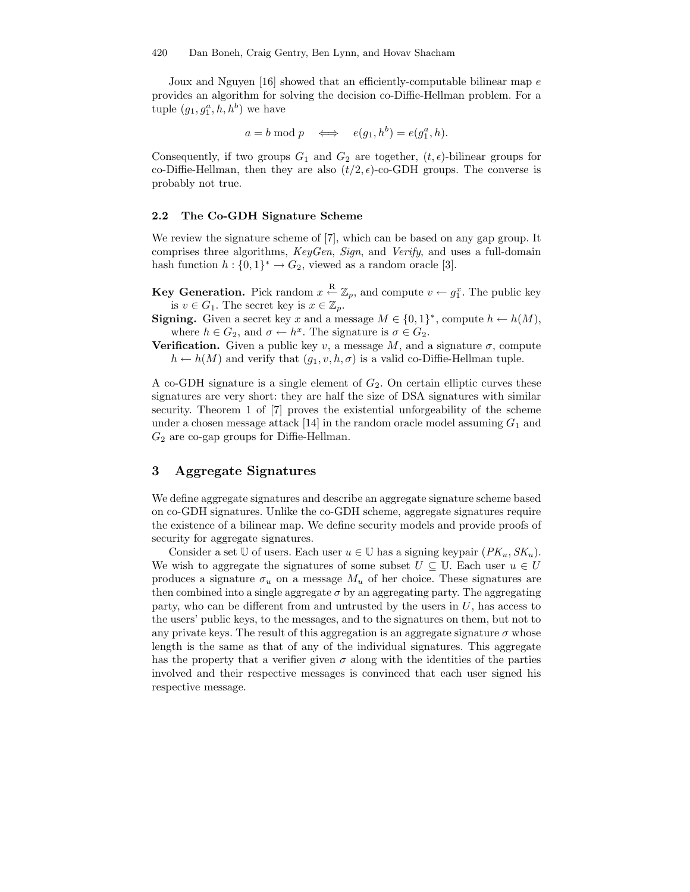Joux and Nguyen [16] showed that an efficiently-computable bilinear map $e$ provides an algorithm for solving the decision co-Diffie-Hellman problem. For a tuple $(g_1, g_1^a, h, h^b)$ we have

$$a = b \bmod p \iff e(g_1, h^b) = e(g_1^a, h).$$

Consequently, if two groups $G_1$ and $G_2$ are together, $(t, \epsilon)$-bilinear groups for co-Diffie-Hellman, then they are also $(t/2, \epsilon)$-co-GDH groups. The converse is probably not true.

### 2.2 The Co-GDH Signature Scheme

We review the signature scheme of [7], which can be based on any gap group. It comprises three algorithms, *KeyGen*, *Sign*, and *Verify*, and uses a full-domain hash function $h : \{0,1\}^* \to G_2$, viewed as a random oracle [3].

**Key Generation.** Pick random $x \stackrel{\mathrm{R}}{\leftarrow} \mathbb{Z}_p$, and compute $v \leftarrow g_1^x$. The public key is $v \in G_1$. The secret key is $x \in \mathbb{Z}_p$.

**Signing.** Given a secret key $x$ and a message $M \in \{0,1\}^*$, compute $h \leftarrow h(M)$, where $h \in G_2$, and $\sigma \leftarrow h^x$. The signature is $\sigma \in G_2$.

**Verification.** Given a public key $v$, a message $M$, and a signature $\sigma$, compute $h \leftarrow h(M)$ and verify that $(g_1, v, h, \sigma)$ is a valid co-Diffie-Hellman tuple.

A co-GDH signature is a single element of $G_2$. On certain elliptic curves these signatures are very short: they are half the size of DSA signatures with similar security. Theorem 1 of [7] proves the existential unforgeability of the scheme under a chosen message attack [14] in the random oracle model assuming $G_1$ and $G_2$ are co-gap groups for Diffie-Hellman.

## 3 Aggregate Signatures

We define aggregate signatures and describe an aggregate signature scheme based on co-GDH signatures. Unlike the co-GDH scheme, aggregate signatures require the existence of a bilinear map. We define security models and provide proofs of security for aggregate signatures.

Consider a set $\mathbb{U}$ of users. Each user $u \in \mathbb{U}$ has a signing keypair $(PK_u, SK_u)$. We wish to aggregate the signatures of some subset $U \subseteq \mathbb{U}$. Each user $u \in U$ produces a signature $\sigma_u$ on a message $M_u$ of her choice. These signatures are then combined into a single aggregate $\sigma$ by an aggregating party. The aggregating party, who can be different from and untrusted by the users in $U$, has access to the users' public keys, to the messages, and to the signatures on them, but not to any private keys. The result of this aggregation is an aggregate signature $\sigma$ whose length is the same as that of any of the individual signatures. This aggregate has the property that a verifier given $\sigma$ along with the identities of the parties involved and their respective messages is convinced that each user signed his respective message.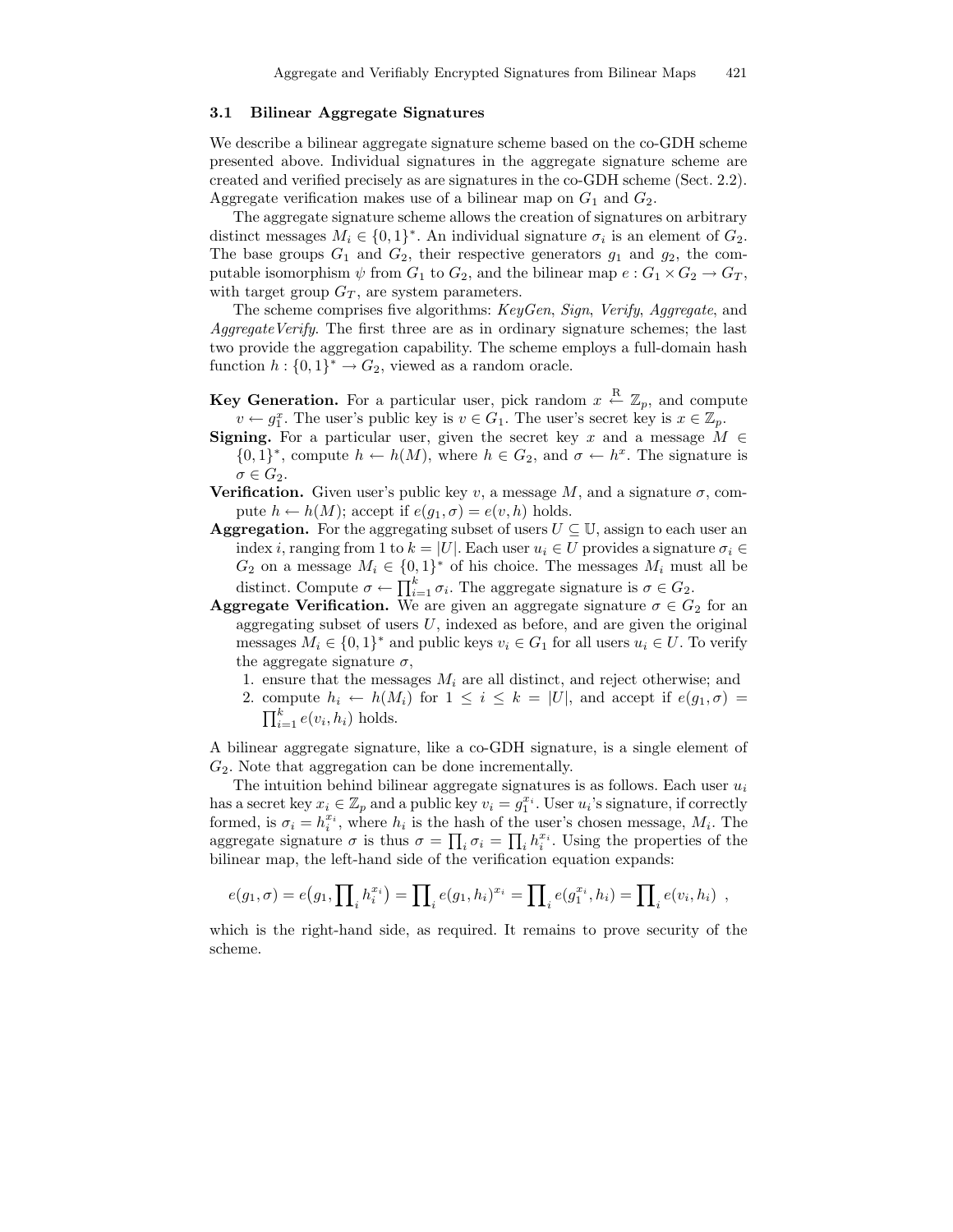### 3.1 Bilinear Aggregate Signatures

We describe a bilinear aggregate signature scheme based on the co-GDH scheme presented above. Individual signatures in the aggregate signature scheme are created and verified precisely as are signatures in the co-GDH scheme (Sect. 2.2). Aggregate verification makes use of a bilinear map on $G_1$ and $G_2$.

The aggregate signature scheme allows the creation of signatures on arbitrary distinct messages $M_i \in \{0,1\}^*$. An individual signature $\sigma_i$ is an element of $G_2$. The base groups $G_1$ and $G_2$, their respective generators $g_1$ and $g_2$, the computable isomorphism $\psi$ from $G_1$ to $G_2$, and the bilinear map $e : G_1 \times G_2 \to G_T$, with target group $G_T$, are system parameters.

The scheme comprises five algorithms: *KeyGen*, *Sign*, *Verify*, *Aggregate*, and *AggregateVerify*. The first three are as in ordinary signature schemes; the last two provide the aggregation capability. The scheme employs a full-domain hash function $h : \{0,1\}^* \to G_2$, viewed as a random oracle.

**Key Generation.** For a particular user, pick random $x \stackrel{\mathrm{R}}{\leftarrow} \mathbb{Z}_p$, and compute $v \leftarrow g_1^x$. The user's public key is $v \in G_1$. The user's secret key is $x \in \mathbb{Z}_p$.

**Signing.** For a particular user, given the secret key $x$ and a message $M \in \{0,1\}^*$, compute $h \leftarrow h(M)$, where $h \in G_2$, and $\sigma \leftarrow h^x$. The signature is $\sigma \in G_2$.

**Verification.** Given user's public key $v$, a message $M$, and a signature $\sigma$, compute $h \leftarrow h(M)$; accept if $e(g_1, \sigma) = e(v, h)$ holds.

**Aggregation.** For the aggregating subset of users $U \subseteq \mathbb{U}$, assign to each user an index $i$, ranging from 1 to $k = |U|$. Each user $u_i \in U$ provides a signature $\sigma_i \in G_2$ on a message $M_i \in \{0,1\}^*$ of his choice. The messages $M_i$ must all be distinct. Compute $\sigma \leftarrow \prod_{i=1}^{k} \sigma_i$. The aggregate signature is $\sigma \in G_2$.

**Aggregate Verification.** We are given an aggregate signature $\sigma \in G_2$ for an aggregating subset of users $U$, indexed as before, and are given the original messages $M_i \in \{0,1\}^*$ and public keys $v_i \in G_1$ for all users $u_i \in U$. To verify the aggregate signature $\sigma$,

1. ensure that the messages $M_i$ are all distinct, and reject otherwise; and
2. compute $h_i \leftarrow h(M_i)$ for $1 \le i \le k = |U|$, and accept if $e(g_1, \sigma) = \prod_{i=1}^{k} e(v_i, h_i)$ holds.

A bilinear aggregate signature, like a co-GDH signature, is a single element of $G_2$. Note that aggregation can be done incrementally.

The intuition behind bilinear aggregate signatures is as follows. Each user $u_i$ has a secret key $x_i \in \mathbb{Z}_p$ and a public key $v_i = g_1^{x_i}$. User $u_i$'s signature, if correctly formed, is $\sigma_i = h_i^{x_i}$, where $h_i$ is the hash of the user's chosen message, $M_i$. The aggregate signature $\sigma$ is thus $\sigma = \prod_i \sigma_i = \prod_i h_i^{x_i}$. Using the properties of the bilinear map, the left-hand side of the verification equation expands:

$$e(g_1, \sigma) = e\big(g_1, \prod\nolimits_i h_i^{x_i}\big) = \prod\nolimits_i e(g_1, h_i)^{x_i} = \prod\nolimits_i e(g_1^{x_i}, h_i) = \prod\nolimits_i e(v_i, h_i) \ ,$$

which is the right-hand side, as required. It remains to prove security of the scheme.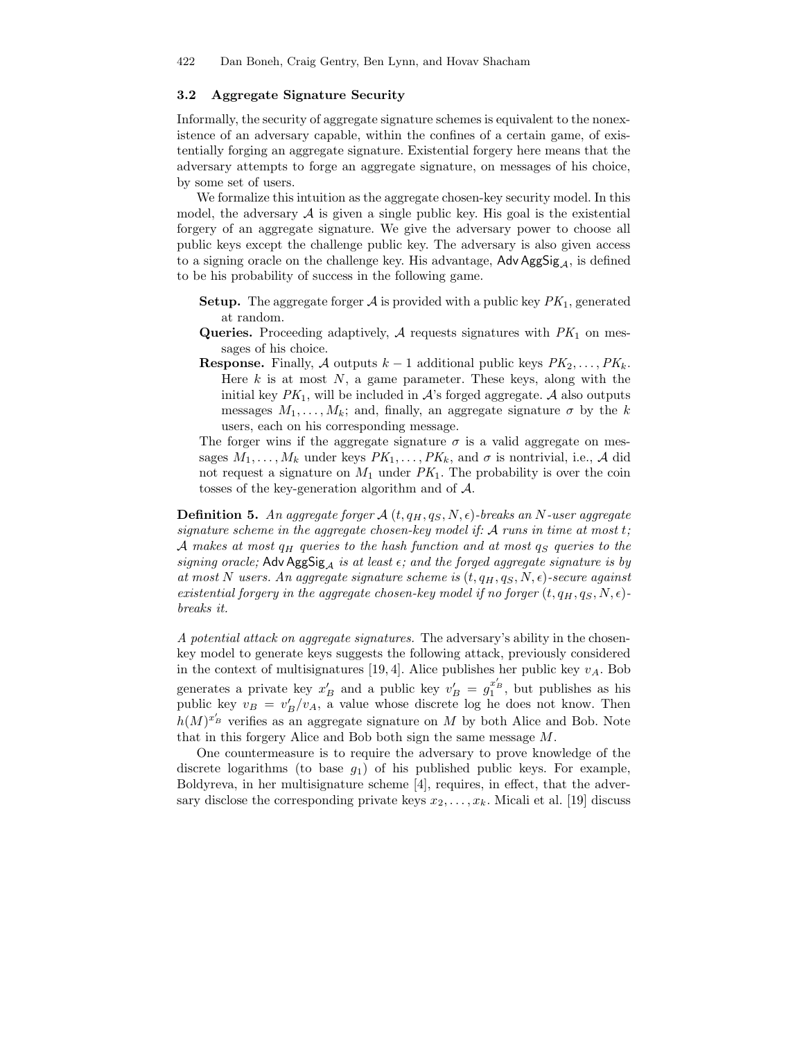### 3.2 Aggregate Signature Security

Informally, the security of aggregate signature schemes is equivalent to the nonexistence of an adversary capable, within the confines of a certain game, of existentially forging an aggregate signature. Existential forgery here means that the adversary attempts to forge an aggregate signature, on messages of his choice, by some set of users.

We formalize this intuition as the aggregate chosen-key security model. In this model, the adversary $\mathcal{A}$ is given a single public key. His goal is the existential forgery of an aggregate signature. We give the adversary power to choose all public keys except the challenge public key. The adversary is also given access to a signing oracle on the challenge key. His advantage, $\mathsf{Adv\,AggSig}_{\mathcal{A}}$, is defined to be his probability of success in the following game.

- **Setup.** The aggregate forger $\mathcal{A}$ is provided with a public key $PK_1$, generated at random.
- **Queries.** Proceeding adaptively, $\mathcal{A}$ requests signatures with $PK_1$ on messages of his choice.
- **Response.** Finally, $\mathcal{A}$ outputs $k-1$ additional public keys $PK_2, \ldots, PK_k$. Here $k$ is at most $N$, a game parameter. These keys, along with the initial key $PK_1$, will be included in $\mathcal{A}$'s forged aggregate. $\mathcal{A}$ also outputs messages $M_1, \ldots, M_k$; and, finally, an aggregate signature $\sigma$ by the $k$ users, each on his corresponding message.

The forger wins if the aggregate signature $\sigma$ is a valid aggregate on messages $M_1, \ldots, M_k$ under keys $PK_1, \ldots, PK_k$, and $\sigma$ is nontrivial, i.e., $\mathcal{A}$ did not request a signature on $M_1$ under $PK_1$. The probability is over the coin tosses of the key-generation algorithm and of $\mathcal{A}$.

**Definition 5.** *An aggregate forger $\mathcal{A}$ $(t, q_H, q_S, N, \epsilon)$-breaks an $N$-user aggregate signature scheme in the aggregate chosen-key model if: $\mathcal{A}$ runs in time at most $t$; $\mathcal{A}$ makes at most $q_H$ queries to the hash function and at most $q_S$ queries to the signing oracle; $\mathsf{Adv\,AggSig}_{\mathcal{A}}$ is at least $\epsilon$; and the forged aggregate signature is by at most $N$ users. An aggregate signature scheme is $(t, q_H, q_S, N, \epsilon)$-secure against existential forgery in the aggregate chosen-key model if no forger $(t, q_H, q_S, N, \epsilon)$-breaks it.*

*A potential attack on aggregate signatures.* The adversary's ability in the chosen-key model to generate keys suggests the following attack, previously considered in the context of multisignatures [19, 4]. Alice publishes her public key $v_A$. Bob generates a private key $x'_B$ and a public key $v'_B = g_1^{x'_B}$, but publishes as his public key $v_B = v'_B / v_A$, a value whose discrete log he does not know. Then $h(M)^{x'_B}$ verifies as an aggregate signature on $M$ by both Alice and Bob. Note that in this forgery Alice and Bob both sign the same message $M$.

One countermeasure is to require the adversary to prove knowledge of the discrete logarithms (to base $g_1$) of his published public keys. For example, Boldyreva, in her multisignature scheme [4], requires, in effect, that the adversary disclose the corresponding private keys $x_2, \ldots, x_k$. Micali et al. [19] discuss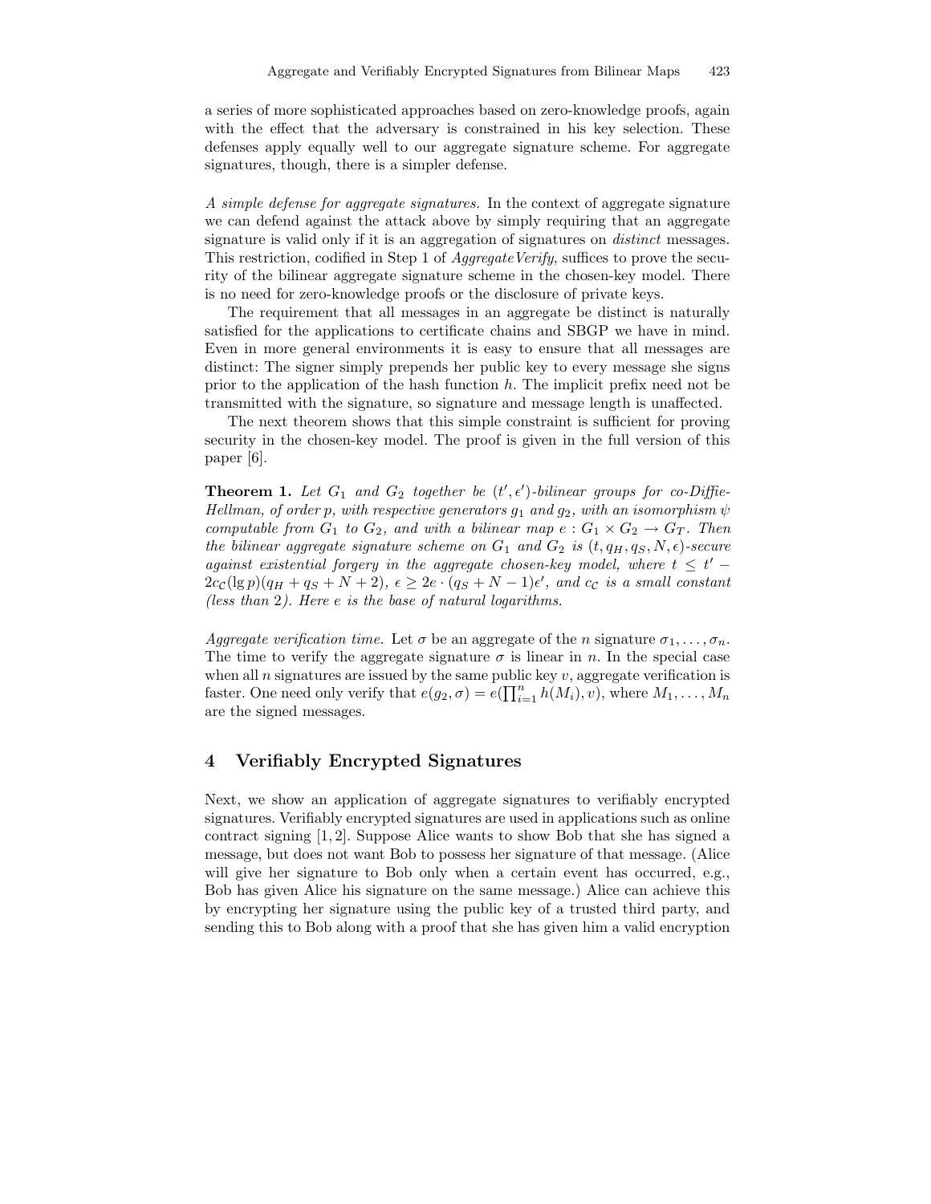a series of more sophisticated approaches based on zero-knowledge proofs, again with the effect that the adversary is constrained in his key selection. These defenses apply equally well to our aggregate signature scheme. For aggregate signatures, though, there is a simpler defense.

*A simple defense for aggregate signatures.* In the context of aggregate signature we can defend against the attack above by simply requiring that an aggregate signature is valid only if it is an aggregation of signatures on *distinct* messages. This restriction, codified in Step 1 of *AggregateVerify*, suffices to prove the security of the bilinear aggregate signature scheme in the chosen-key model. There is no need for zero-knowledge proofs or the disclosure of private keys.

The requirement that all messages in an aggregate be distinct is naturally satisfied for the applications to certificate chains and SBGP we have in mind. Even in more general environments it is easy to ensure that all messages are distinct: The signer simply prepends her public key to every message she signs prior to the application of the hash function $h$. The implicit prefix need not be transmitted with the signature, so signature and message length is unaffected.

The next theorem shows that this simple constraint is sufficient for proving security in the chosen-key model. The proof is given in the full version of this paper [6].

**Theorem 1.** *Let $G_1$ and $G_2$ together be $(t', \epsilon')$-bilinear groups for co-Diffie-Hellman, of order $p$, with respective generators $g_1$ and $g_2$, with an isomorphism $\psi$ computable from $G_1$ to $G_2$, and with a bilinear map $e : G_1 \times G_2 \to G_T$. Then the bilinear aggregate signature scheme on $G_1$ and $G_2$ is $(t, q_H, q_S, N, \epsilon)$-secure against existential forgery in the aggregate chosen-key model, where $t \leq t' - 2c_{\mathcal{C}}(\lg p)(q_H + q_S + N + 2)$, $\epsilon \geq 2e \cdot (q_S + N - 1)\epsilon'$, and $c_{\mathcal{C}}$ is a small constant (less than 2). Here $e$ is the base of natural logarithms.*

*Aggregate verification time.* Let $\sigma$ be an aggregate of the $n$ signature $\sigma_1, \ldots, \sigma_n$. The time to verify the aggregate signature $\sigma$ is linear in $n$. In the special case when all $n$ signatures are issued by the same public key $v$, aggregate verification is faster. One need only verify that $e(g_2, \sigma) = e(\prod_{i=1}^{n} h(M_i), v)$, where $M_1, \ldots, M_n$ are the signed messages.

## 4 Verifiably Encrypted Signatures

Next, we show an application of aggregate signatures to verifiably encrypted signatures. Verifiably encrypted signatures are used in applications such as online contract signing [1, 2]. Suppose Alice wants to show Bob that she has signed a message, but does not want Bob to possess her signature of that message. (Alice will give her signature to Bob only when a certain event has occurred, e.g., Bob has given Alice his signature on the same message.) Alice can achieve this by encrypting her signature using the public key of a trusted third party, and sending this to Bob along with a proof that she has given him a valid encryption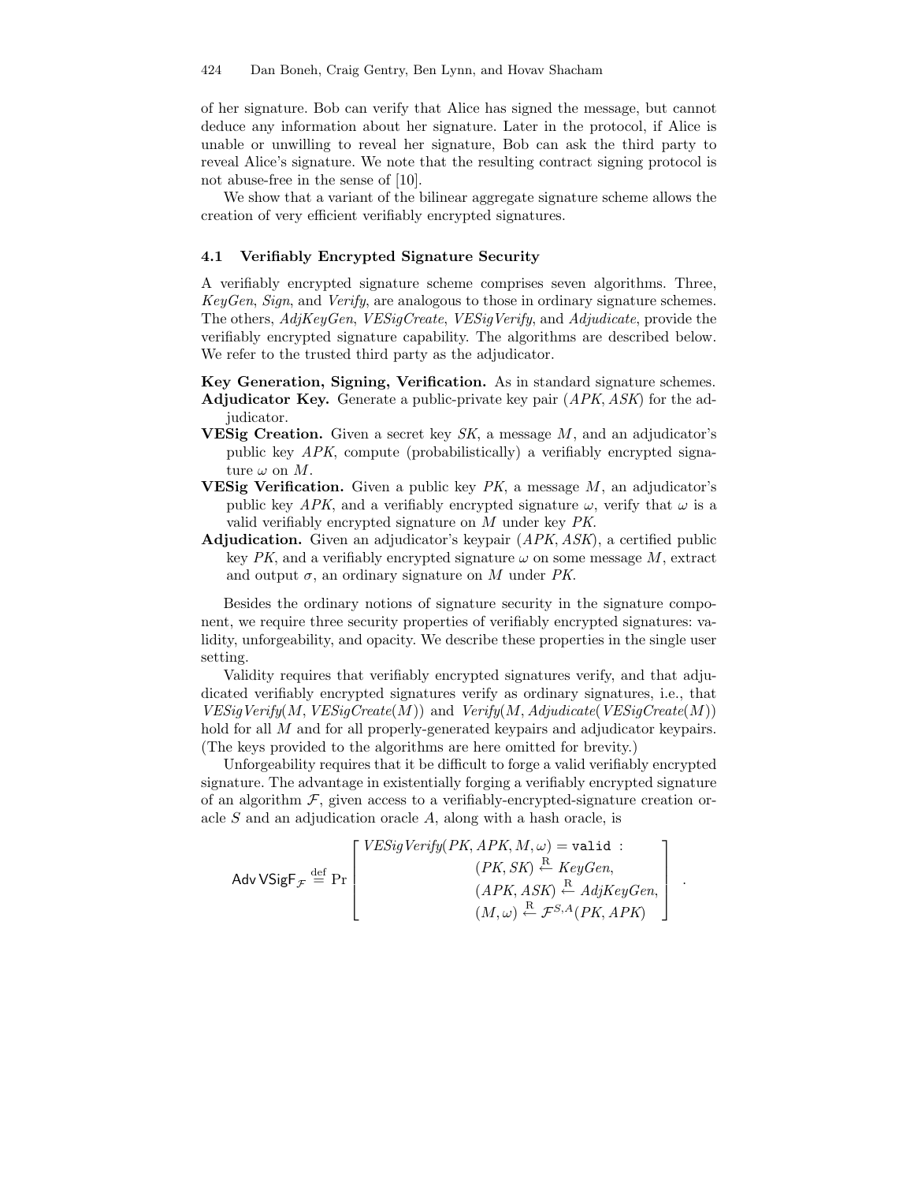of her signature. Bob can verify that Alice has signed the message, but cannot deduce any information about her signature. Later in the protocol, if Alice is unable or unwilling to reveal her signature, Bob can ask the third party to reveal Alice's signature. We note that the resulting contract signing protocol is not abuse-free in the sense of [10].

We show that a variant of the bilinear aggregate signature scheme allows the creation of very efficient verifiably encrypted signatures.

### 4.1 Verifiably Encrypted Signature Security

A verifiably encrypted signature scheme comprises seven algorithms. Three, *KeyGen*, *Sign*, and *Verify*, are analogous to those in ordinary signature schemes. The others, *AdjKeyGen*, *VESigCreate*, *VESigVerify*, and *Adjudicate*, provide the verifiably encrypted signature capability. The algorithms are described below. We refer to the trusted third party as the adjudicator.

**Key Generation, Signing, Verification.** As in standard signature schemes.

**Adjudicator Key.** Generate a public-private key pair (*APK*, *ASK*) for the adjudicator.

**VESig Creation.** Given a secret key *SK*, a message $M$, and an adjudicator's public key *APK*, compute (probabilistically) a verifiably encrypted signature $\omega$ on $M$.

**VESig Verification.** Given a public key *PK*, a message $M$, an adjudicator's public key *APK*, and a verifiably encrypted signature $\omega$, verify that $\omega$ is a valid verifiably encrypted signature on $M$ under key *PK*.

**Adjudication.** Given an adjudicator's keypair (*APK*, *ASK*), a certified public key *PK*, and a verifiably encrypted signature $\omega$ on some message $M$, extract and output $\sigma$, an ordinary signature on $M$ under *PK*.

Besides the ordinary notions of signature security in the signature component, we require three security properties of verifiably encrypted signatures: validity, unforgeability, and opacity. We describe these properties in the single user setting.

Validity requires that verifiably encrypted signatures verify, and that adjudicated verifiably encrypted signatures verify as ordinary signatures, i.e., that $\mathit{VESigVerify}(M, \mathit{VESigCreate}(M))$ and $\mathit{Verify}(M, \mathit{Adjudicate}(\mathit{VESigCreate}(M))$ hold for all $M$ and for all properly-generated keypairs and adjudicator keypairs. (The keys provided to the algorithms are here omitted for brevity.)

Unforgeability requires that it be difficult to forge a valid verifiably encrypted signature. The advantage in existentially forging a verifiably encrypted signature of an algorithm $\mathcal{F}$, given access to a verifiably-encrypted-signature creation oracle $S$ and an adjudication oracle $A$, along with a hash oracle, is

$$\mathsf{Adv\,VSigF}_{\mathcal{F}} \stackrel{\text{def}}{=} \Pr\left[\begin{array}{r} \mathit{VESigVerify}(PK, APK, M, \omega) = \texttt{valid} : \\ (PK, SK) \stackrel{\text{R}}{\leftarrow} \mathit{KeyGen}, \\ (APK, ASK) \stackrel{\text{R}}{\leftarrow} \mathit{AdjKeyGen}, \\ (M, \omega) \stackrel{\text{R}}{\leftarrow} \mathcal{F}^{S,A}(PK, APK) \end{array}\right] .$$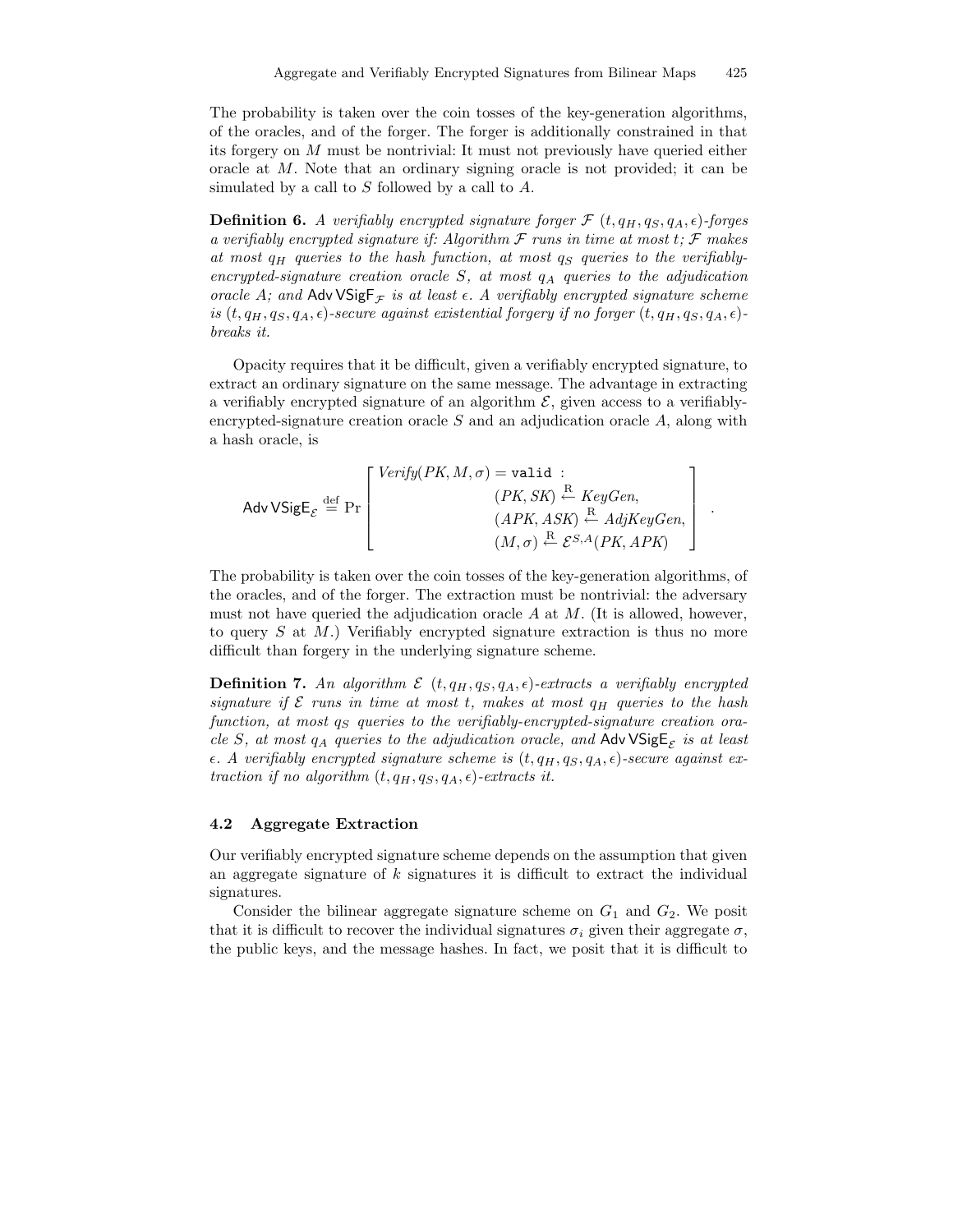The probability is taken over the coin tosses of the key-generation algorithms, of the oracles, and of the forger. The forger is additionally constrained in that its forgery on $M$ must be nontrivial: It must not previously have queried either oracle at $M$. Note that an ordinary signing oracle is not provided; it can be simulated by a call to $S$ followed by a call to $A$.

**Definition 6.** *A verifiably encrypted signature forger $\mathcal{F}$ $(t, q_H, q_S, q_A, \epsilon)$-forges a verifiably encrypted signature if: Algorithm $\mathcal{F}$ runs in time at most $t$; $\mathcal{F}$ makes at most $q_H$ queries to the hash function, at most $q_S$ queries to the verifiably-encrypted-signature creation oracle $S$, at most $q_A$ queries to the adjudication oracle $A$; and $\mathsf{Adv\,VSigF}_{\mathcal{F}}$ is at least $\epsilon$. A verifiably encrypted signature scheme is $(t, q_H, q_S, q_A, \epsilon)$-secure against existential forgery if no forger $(t, q_H, q_S, q_A, \epsilon)$-breaks it.*

Opacity requires that it be difficult, given a verifiably encrypted signature, to extract an ordinary signature on the same message. The advantage in extracting a verifiably encrypted signature of an algorithm $\mathcal{E}$, given access to a verifiably-encrypted-signature creation oracle $S$ and an adjudication oracle $A$, along with a hash oracle, is

$$\mathsf{Adv\,VSigE}_{\mathcal{E}} \stackrel{\text{def}}{=} \Pr\left[\begin{array}{l} \mathit{Verify}(PK, M, \sigma) = \texttt{valid} \ : \\ \qquad\qquad (PK, SK) \stackrel{\text{R}}{\leftarrow} \mathit{KeyGen}, \\ \qquad\qquad (APK, ASK) \stackrel{\text{R}}{\leftarrow} \mathit{AdjKeyGen}, \\ \qquad\qquad (M, \sigma) \stackrel{\text{R}}{\leftarrow} \mathcal{E}^{S,A}(PK, APK) \end{array}\right] .$$

The probability is taken over the coin tosses of the key-generation algorithms, of the oracles, and of the forger. The extraction must be nontrivial: the adversary must not have queried the adjudication oracle $A$ at $M$. (It is allowed, however, to query $S$ at $M$.) Verifiably encrypted signature extraction is thus no more difficult than forgery in the underlying signature scheme.

**Definition 7.** *An algorithm $\mathcal{E}$ $(t, q_H, q_S, q_A, \epsilon)$-extracts a verifiably encrypted signature if $\mathcal{E}$ runs in time at most $t$, makes at most $q_H$ queries to the hash function, at most $q_S$ queries to the verifiably-encrypted-signature creation oracle $S$, at most $q_A$ queries to the adjudication oracle, and $\mathsf{Adv\,VSigE}_{\mathcal{E}}$ is at least $\epsilon$. A verifiably encrypted signature scheme is $(t, q_H, q_S, q_A, \epsilon)$-secure against extraction if no algorithm $(t, q_H, q_S, q_A, \epsilon)$-extracts it.*

### 4.2 Aggregate Extraction

Our verifiably encrypted signature scheme depends on the assumption that given an aggregate signature of $k$ signatures it is difficult to extract the individual signatures.

Consider the bilinear aggregate signature scheme on $G_1$ and $G_2$. We posit that it is difficult to recover the individual signatures $\sigma_i$ given their aggregate $\sigma$, the public keys, and the message hashes. In fact, we posit that it is difficult to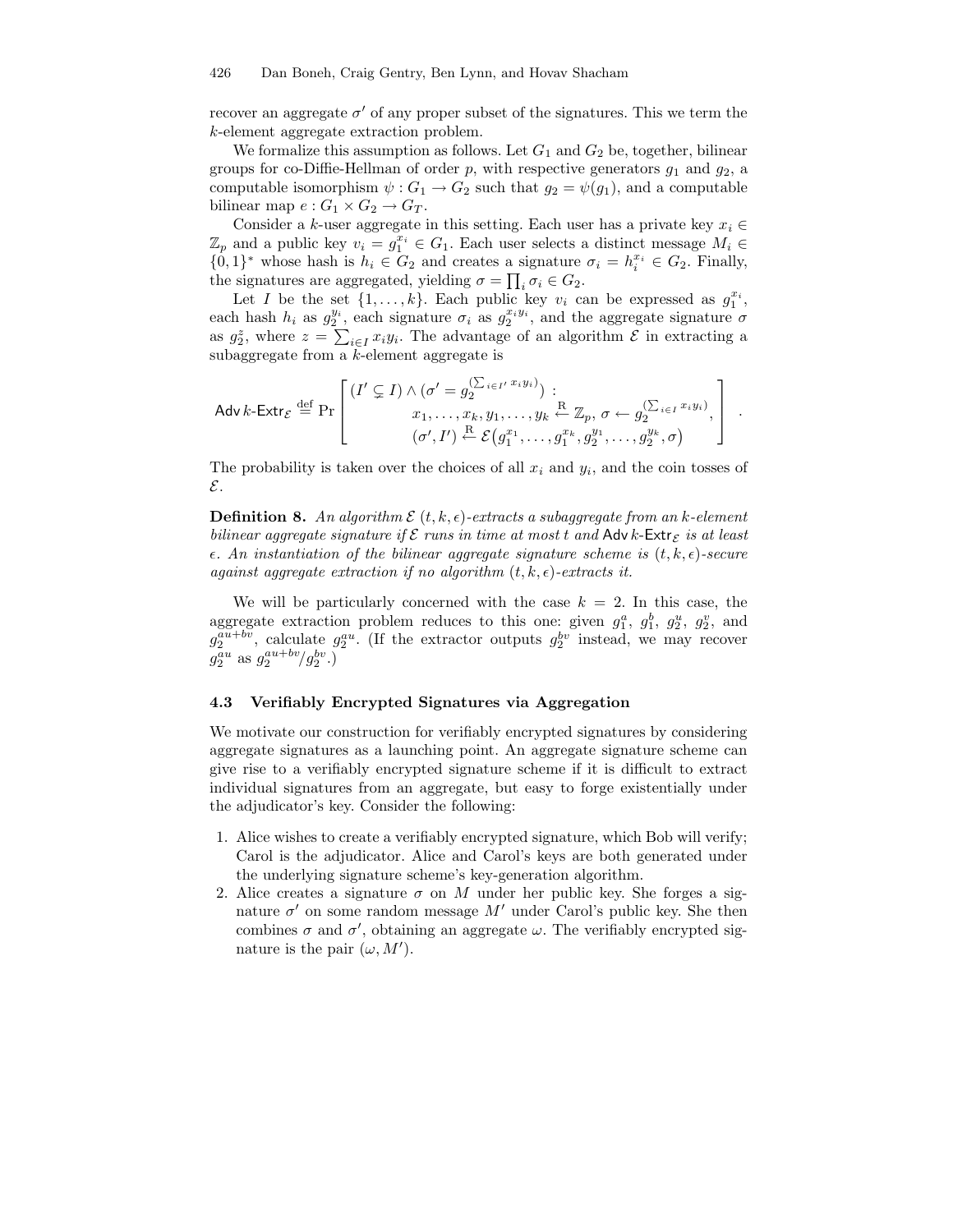recover an aggregate $\sigma'$ of any proper subset of the signatures. This we term the $k$-element aggregate extraction problem.

We formalize this assumption as follows. Let $G_1$ and $G_2$ be, together, bilinear groups for co-Diffie-Hellman of order $p$, with respective generators $g_1$ and $g_2$, a computable isomorphism $\psi : G_1 \to G_2$ such that $g_2 = \psi(g_1)$, and a computable bilinear map $e : G_1 \times G_2 \to G_T$.

Consider a $k$-user aggregate in this setting. Each user has a private key $x_i \in \mathbb{Z}_p$ and a public key $v_i = g_1^{x_i} \in G_1$. Each user selects a distinct message $M_i \in \{0,1\}^*$ whose hash is $h_i \in G_2$ and creates a signature $\sigma_i = h_i^{x_i} \in G_2$. Finally, the signatures are aggregated, yielding $\sigma = \prod_i \sigma_i \in G_2$.

Let $I$ be the set $\{1, \ldots, k\}$. Each public key $v_i$ can be expressed as $g_1^{x_i}$, each hash $h_i$ as $g_2^{y_i}$, each signature $\sigma_i$ as $g_2^{x_i y_i}$, and the aggregate signature $\sigma$ as $g_2^z$, where $z = \sum_{i \in I} x_i y_i$. The advantage of an algorithm $\mathcal{E}$ in extracting a subaggregate from a $k$-element aggregate is

$$\mathsf{Adv}\, k\text{-}\mathsf{Extr}_{\mathcal{E}} \stackrel{\text{def}}{=} \Pr\left[ \begin{array}{l} (I' \subsetneq I) \wedge (\sigma' = g_2^{(\sum_{i \in I'} x_i y_i)}) : \\ \qquad\qquad x_1, \ldots, x_k, y_1, \ldots, y_k \stackrel{\text{R}}{\leftarrow} \mathbb{Z}_p,\, \sigma \leftarrow g_2^{(\sum_{i \in I} x_i y_i)}, \\ \qquad\qquad (\sigma', I') \stackrel{\text{R}}{\leftarrow} \mathcal{E}\big(g_1^{x_1}, \ldots, g_1^{x_k}, g_2^{y_1}, \ldots, g_2^{y_k}, \sigma\big) \end{array} \right] .$$

The probability is taken over the choices of all $x_i$ and $y_i$, and the coin tosses of $\mathcal{E}$.

**Definition 8.** *An algorithm $\mathcal{E}$ $(t, k, \epsilon)$-extracts a subaggregate from an $k$-element bilinear aggregate signature if $\mathcal{E}$ runs in time at most $t$ and $\mathsf{Adv}\, k\text{-}\mathsf{Extr}_{\mathcal{E}}$ is at least $\epsilon$. An instantiation of the bilinear aggregate signature scheme is $(t, k, \epsilon)$-secure against aggregate extraction if no algorithm $(t, k, \epsilon)$-extracts it.*

We will be particularly concerned with the case $k = 2$. In this case, the aggregate extraction problem reduces to this one: given $g_1^a$, $g_1^b$, $g_2^u$, $g_2^v$, and $g_2^{au+bv}$, calculate $g_2^{au}$. (If the extractor outputs $g_2^{bv}$ instead, we may recover $g_2^{au}$ as $g_2^{au+bv}/g_2^{bv}$.)

### 4.3 Verifiably Encrypted Signatures via Aggregation

We motivate our construction for verifiably encrypted signatures by considering aggregate signatures as a launching point. An aggregate signature scheme can give rise to a verifiably encrypted signature scheme if it is difficult to extract individual signatures from an aggregate, but easy to forge existentially under the adjudicator's key. Consider the following:

1. Alice wishes to create a verifiably encrypted signature, which Bob will verify; Carol is the adjudicator. Alice and Carol's keys are both generated under the underlying signature scheme's key-generation algorithm.
2. Alice creates a signature $\sigma$ on $M$ under her public key. She forges a signature $\sigma'$ on some random message $M'$ under Carol's public key. She then combines $\sigma$ and $\sigma'$, obtaining an aggregate $\omega$. The verifiably encrypted signature is the pair $(\omega, M')$.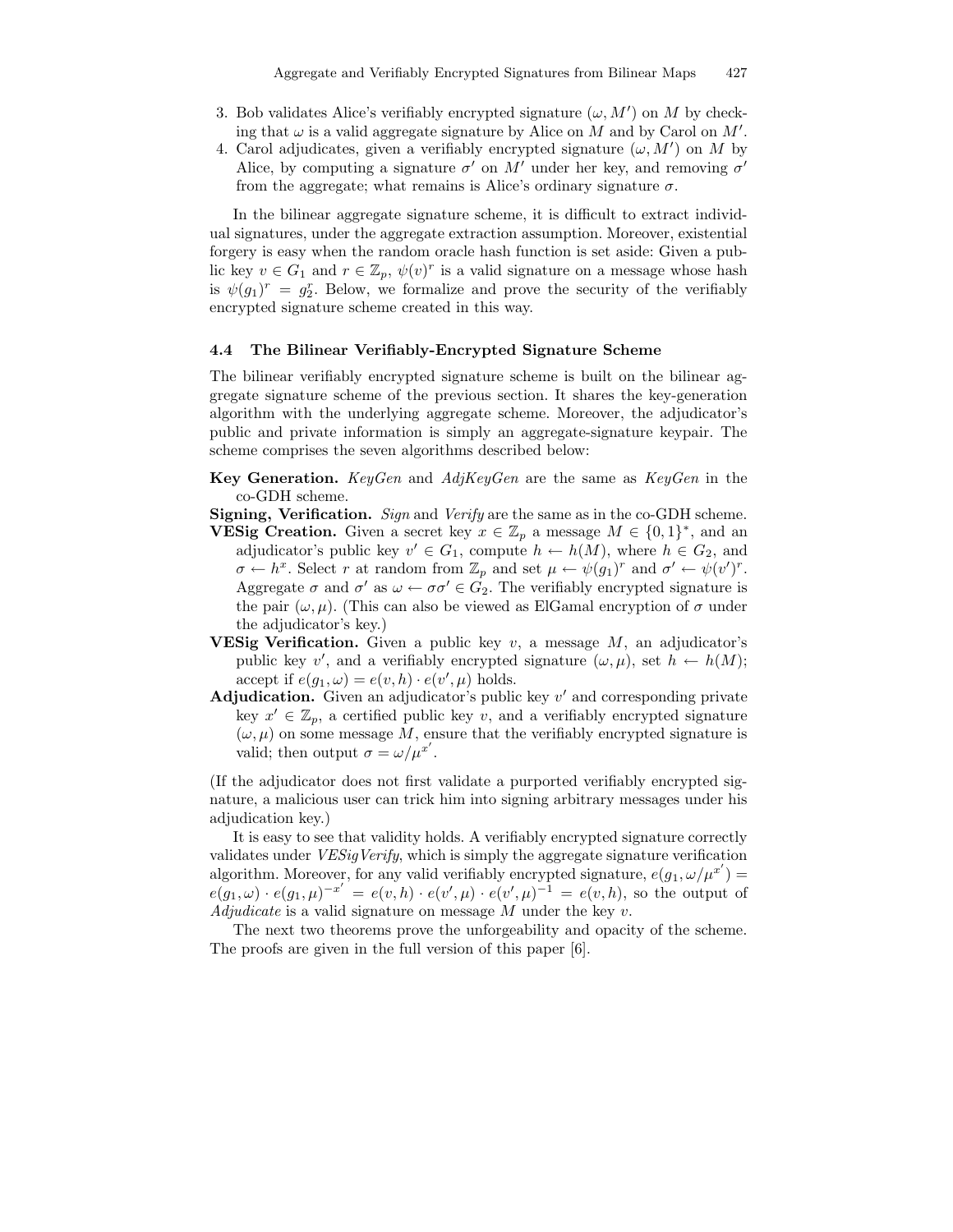3. Bob validates Alice's verifiably encrypted signature $(\omega, M')$ on $M$ by checking that $\omega$ is a valid aggregate signature by Alice on $M$ and by Carol on $M'$.
4. Carol adjudicates, given a verifiably encrypted signature $(\omega, M')$ on $M$ by Alice, by computing a signature $\sigma'$ on $M'$ under her key, and removing $\sigma'$ from the aggregate; what remains is Alice's ordinary signature $\sigma$.

In the bilinear aggregate signature scheme, it is difficult to extract individual signatures, under the aggregate extraction assumption. Moreover, existential forgery is easy when the random oracle hash function is set aside: Given a public key $v \in G_1$ and $r \in \mathbb{Z}_p$, $\psi(v)^r$ is a valid signature on a message whose hash is $\psi(g_1)^r = g_2^r$. Below, we formalize and prove the security of the verifiably encrypted signature scheme created in this way.

### 4.4 The Bilinear Verifiably-Encrypted Signature Scheme

The bilinear verifiably encrypted signature scheme is built on the bilinear aggregate signature scheme of the previous section. It shares the key-generation algorithm with the underlying aggregate scheme. Moreover, the adjudicator's public and private information is simply an aggregate-signature keypair. The scheme comprises the seven algorithms described below:

**Key Generation.** *KeyGen* and *AdjKeyGen* are the same as *KeyGen* in the co-GDH scheme.

**Signing, Verification.** *Sign* and *Verify* are the same as in the co-GDH scheme.

**VESig Creation.** Given a secret key $x \in \mathbb{Z}_p$ a message $M \in \{0,1\}^*$, and an adjudicator's public key $v' \in G_1$, compute $h \leftarrow h(M)$, where $h \in G_2$, and $\sigma \leftarrow h^x$. Select $r$ at random from $\mathbb{Z}_p$ and set $\mu \leftarrow \psi(g_1)^r$ and $\sigma' \leftarrow \psi(v')^r$. Aggregate $\sigma$ and $\sigma'$ as $\omega \leftarrow \sigma\sigma' \in G_2$. The verifiably encrypted signature is the pair $(\omega, \mu)$. (This can also be viewed as ElGamal encryption of $\sigma$ under the adjudicator's key.)

**VESig Verification.** Given a public key $v$, a message $M$, an adjudicator's public key $v'$, and a verifiably encrypted signature $(\omega, \mu)$, set $h \leftarrow h(M)$; accept if $e(g_1, \omega) = e(v, h) \cdot e(v', \mu)$ holds.

**Adjudication.** Given an adjudicator's public key $v'$ and corresponding private key $x' \in \mathbb{Z}_p$, a certified public key $v$, and a verifiably encrypted signature $(\omega, \mu)$ on some message $M$, ensure that the verifiably encrypted signature is valid; then output $\sigma = \omega/\mu^{x'}$.

(If the adjudicator does not first validate a purported verifiably encrypted signature, a malicious user can trick him into signing arbitrary messages under his adjudication key.)

It is easy to see that validity holds. A verifiably encrypted signature correctly validates under *VESigVerify*, which is simply the aggregate signature verification algorithm. Moreover, for any valid verifiably encrypted signature, $e(g_1, \omega/\mu^{x'}) = e(g_1, \omega) \cdot e(g_1, \mu)^{-x'} = e(v, h) \cdot e(v', \mu) \cdot e(v', \mu)^{-1} = e(v, h)$, so the output of *Adjudicate* is a valid signature on message $M$ under the key $v$.

The next two theorems prove the unforgeability and opacity of the scheme. The proofs are given in the full version of this paper [6].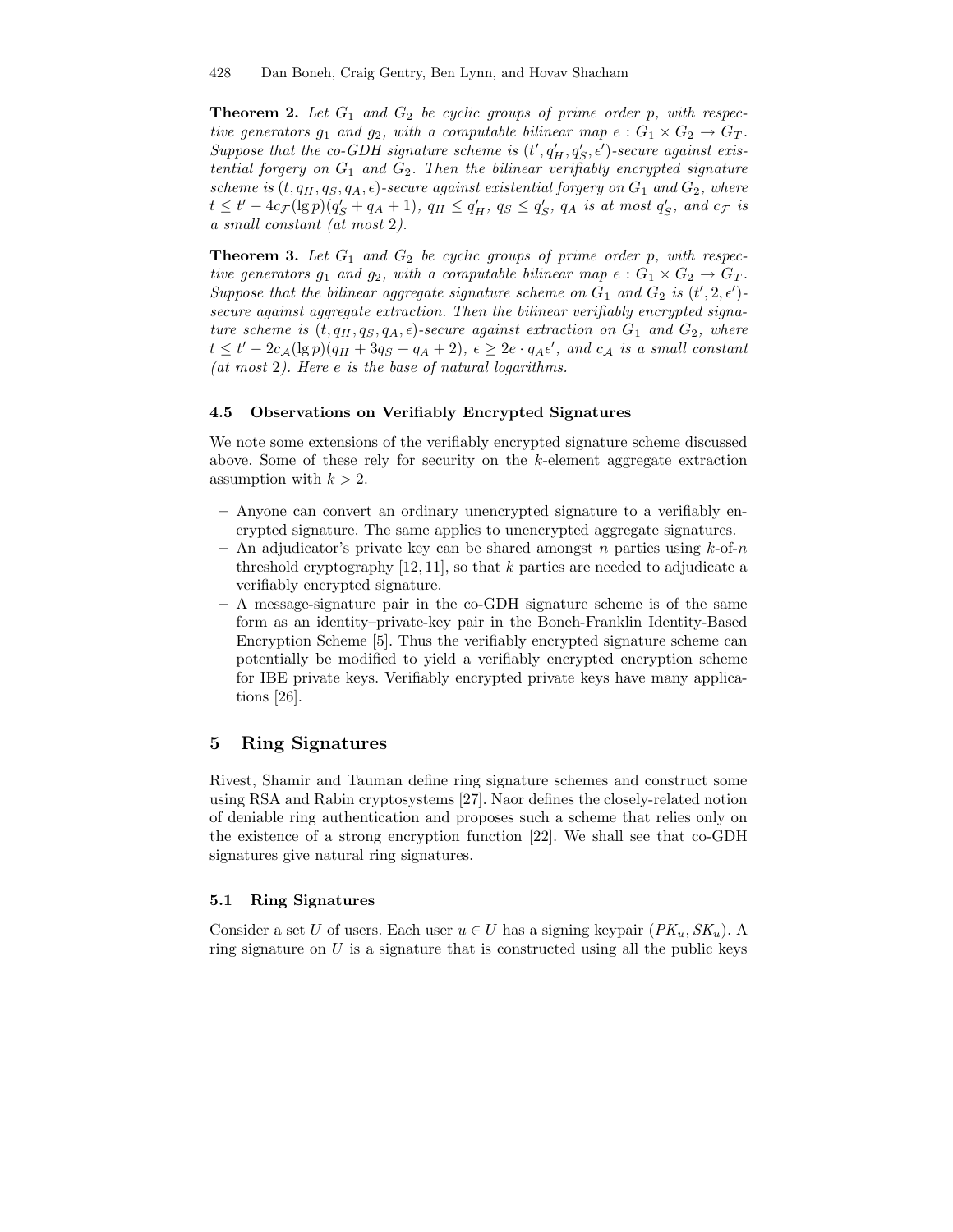**Theorem 2.** *Let $G_1$ and $G_2$ be cyclic groups of prime order $p$, with respective generators $g_1$ and $g_2$, with a computable bilinear map $e : G_1 \times G_2 \to G_T$. Suppose that the co-GDH signature scheme is $(t', q'_H, q'_S, \epsilon')$-secure against existential forgery on $G_1$ and $G_2$. Then the bilinear verifiably encrypted signature scheme is $(t, q_H, q_S, q_A, \epsilon)$-secure against existential forgery on $G_1$ and $G_2$, where $t \leq t' - 4c_{\mathcal{F}}(\lg p)(q'_S + q_A + 1)$, $q_H \leq q'_H$, $q_S \leq q'_S$, $q_A$ is at most $q'_S$, and $c_{\mathcal{F}}$ is a small constant (at most 2).*

**Theorem 3.** *Let $G_1$ and $G_2$ be cyclic groups of prime order $p$, with respective generators $g_1$ and $g_2$, with a computable bilinear map $e : G_1 \times G_2 \to G_T$. Suppose that the bilinear aggregate signature scheme on $G_1$ and $G_2$ is $(t', 2, \epsilon')$-secure against aggregate extraction. Then the bilinear verifiably encrypted signature scheme is $(t, q_H, q_S, q_A, \epsilon)$-secure against extraction on $G_1$ and $G_2$, where $t \leq t' - 2c_{\mathcal{A}}(\lg p)(q_H + 3q_S + q_A + 2)$, $\epsilon \geq 2e \cdot q_A \epsilon'$, and $c_{\mathcal{A}}$ is a small constant (at most 2). Here $e$ is the base of natural logarithms.*

### 4.5 Observations on Verifiably Encrypted Signatures

We note some extensions of the verifiably encrypted signature scheme discussed above. Some of these rely for security on the $k$-element aggregate extraction assumption with $k > 2$.

- Anyone can convert an ordinary unencrypted signature to a verifiably encrypted signature. The same applies to unencrypted aggregate signatures.
- An adjudicator's private key can be shared amongst $n$ parties using $k$-of-$n$ threshold cryptography [12, 11], so that $k$ parties are needed to adjudicate a verifiably encrypted signature.
- A message-signature pair in the co-GDH signature scheme is of the same form as an identity–private-key pair in the Boneh-Franklin Identity-Based Encryption Scheme [5]. Thus the verifiably encrypted signature scheme can potentially be modified to yield a verifiably encrypted encryption scheme for IBE private keys. Verifiably encrypted private keys have many applications [26].

## 5 Ring Signatures

Rivest, Shamir and Tauman define ring signature schemes and construct some using RSA and Rabin cryptosystems [27]. Naor defines the closely-related notion of deniable ring authentication and proposes such a scheme that relies only on the existence of a strong encryption function [22]. We shall see that co-GDH signatures give natural ring signatures.

### 5.1 Ring Signatures

Consider a set $U$ of users. Each user $u \in U$ has a signing keypair $(PK_u, SK_u)$. A ring signature on $U$ is a signature that is constructed using all the public keys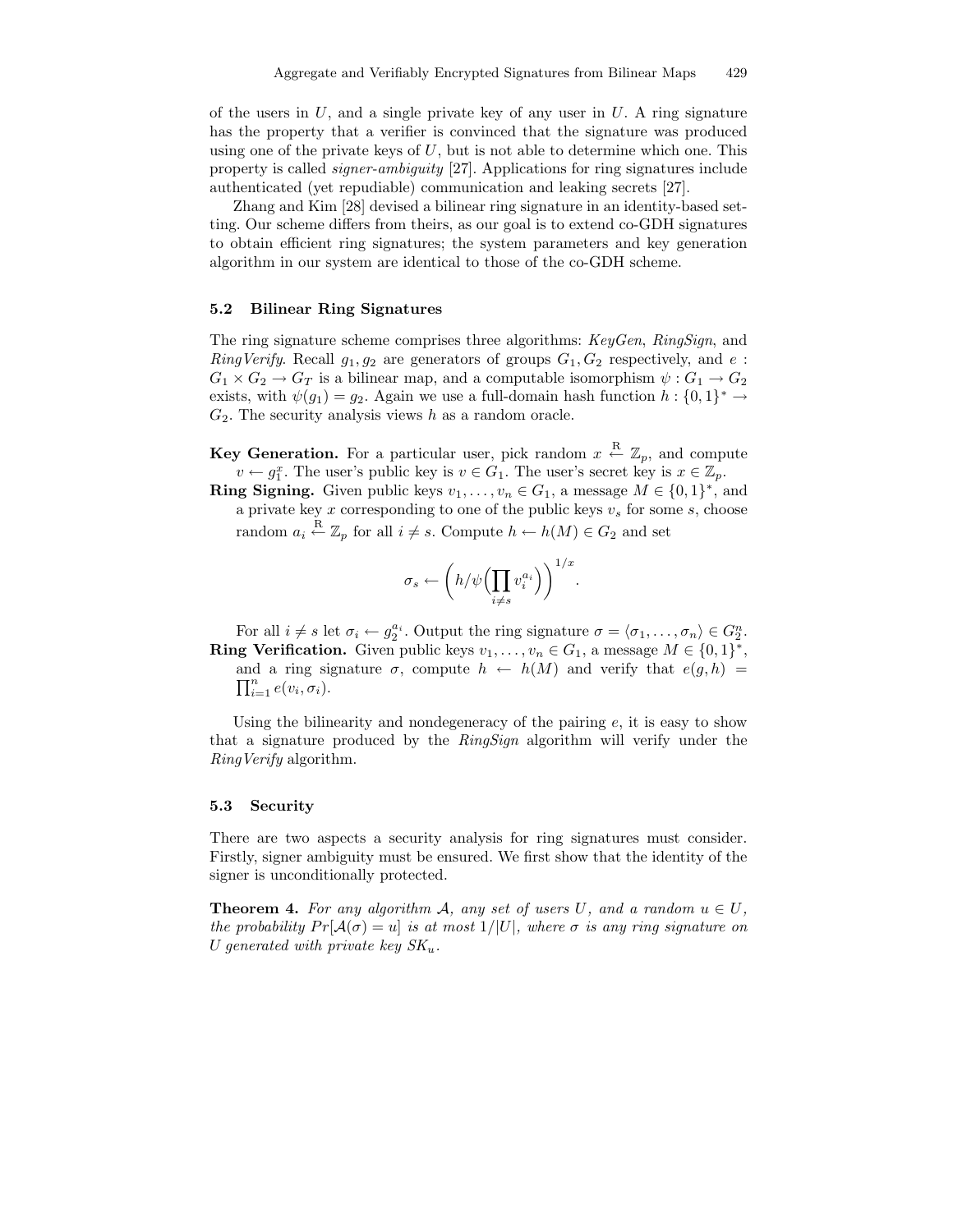of the users in $U$, and a single private key of any user in $U$. A ring signature has the property that a verifier is convinced that the signature was produced using one of the private keys of $U$, but is not able to determine which one. This property is called *signer-ambiguity* [27]. Applications for ring signatures include authenticated (yet repudiable) communication and leaking secrets [27].

Zhang and Kim [28] devised a bilinear ring signature in an identity-based setting. Our scheme differs from theirs, as our goal is to extend co-GDH signatures to obtain efficient ring signatures; the system parameters and key generation algorithm in our system are identical to those of the co-GDH scheme.

### 5.2 Bilinear Ring Signatures

The ring signature scheme comprises three algorithms: *KeyGen*, *RingSign*, and *RingVerify*. Recall $g_1, g_2$ are generators of groups $G_1, G_2$ respectively, and $e : G_1 \times G_2 \to G_T$ is a bilinear map, and a computable isomorphism $\psi : G_1 \to G_2$ exists, with $\psi(g_1) = g_2$. Again we use a full-domain hash function $h : \{0,1\}^* \to G_2$. The security analysis views $h$ as a random oracle.

**Key Generation.** For a particular user, pick random $x \stackrel{\text{R}}{\leftarrow} \mathbb{Z}_p$, and compute $v \leftarrow g_1^x$. The user's public key is $v \in G_1$. The user's secret key is $x \in \mathbb{Z}_p$.

**Ring Signing.** Given public keys $v_1, \ldots, v_n \in G_1$, a message $M \in \{0,1\}^*$, and a private key $x$ corresponding to one of the public keys $v_s$ for some $s$, choose random $a_i \stackrel{\text{R}}{\leftarrow} \mathbb{Z}_p$ for all $i \neq s$. Compute $h \leftarrow h(M) \in G_2$ and set

$$\sigma_s \leftarrow \left( h / \psi\Big( \prod_{i \neq s} v_i^{a_i} \Big) \right)^{1/x}.$$

For all $i \neq s$ let $\sigma_i \leftarrow g_2^{a_i}$. Output the ring signature $\sigma = \langle \sigma_1, \ldots, \sigma_n \rangle \in G_2^n$.

**Ring Verification.** Given public keys $v_1, \ldots, v_n \in G_1$, a message $M \in \{0,1\}^*$, and a ring signature $\sigma$, compute $h \leftarrow h(M)$ and verify that $e(g, h) = \prod_{i=1}^{n} e(v_i, \sigma_i)$.

Using the bilinearity and nondegeneracy of the pairing $e$, it is easy to show that a signature produced by the *RingSign* algorithm will verify under the *RingVerify* algorithm.

### 5.3 Security

There are two aspects a security analysis for ring signatures must consider. Firstly, signer ambiguity must be ensured. We first show that the identity of the signer is unconditionally protected.

**Theorem 4.** *For any algorithm $\mathcal{A}$, any set of users $U$, and a random $u \in U$, the probability $Pr[\mathcal{A}(\sigma) = u]$ is at most $1/|U|$, where $\sigma$ is any ring signature on $U$ generated with private key $SK_u$.*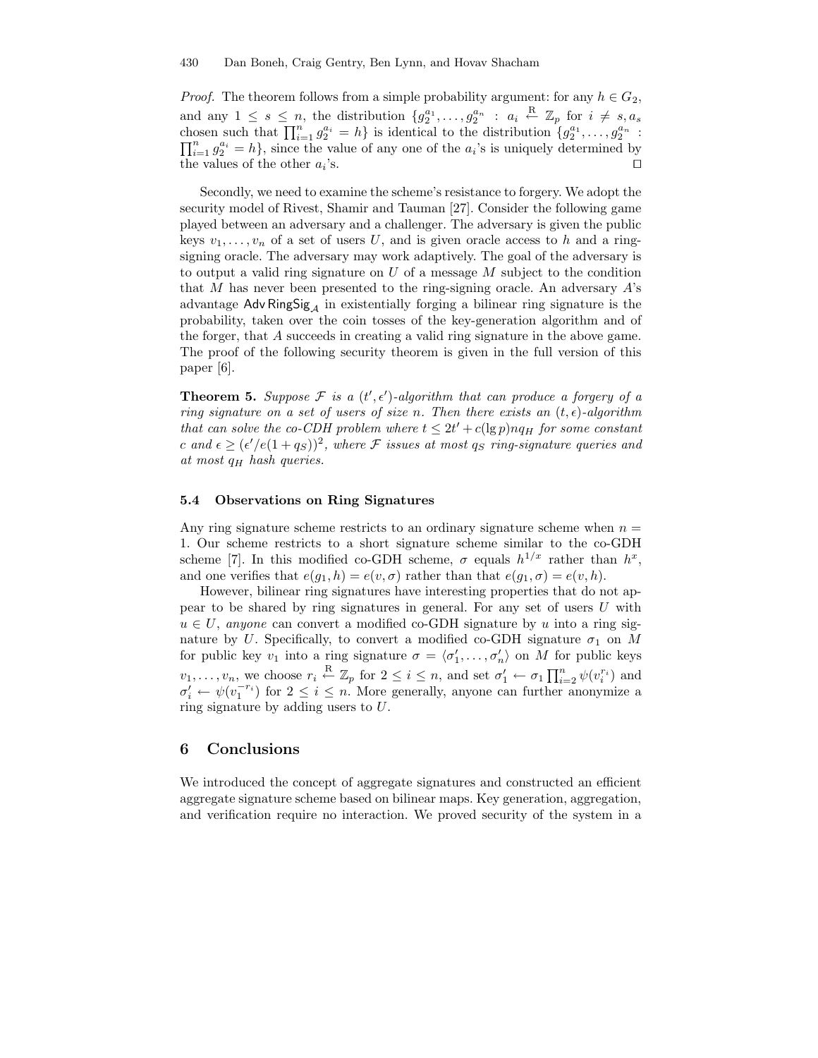*Proof.* The theorem follows from a simple probability argument: for any $h \in G_2$, and any $1 \leq s \leq n$, the distribution $\{g_2^{a_1}, \ldots, g_2^{a_n} : a_i \stackrel{\text{R}}{\leftarrow} \mathbb{Z}_p \text{ for } i \neq s, a_s \text{ chosen such that } \prod_{i=1}^n g_2^{a_i} = h\}$ is identical to the distribution $\{g_2^{a_1}, \ldots, g_2^{a_n} : \prod_{i=1}^n g_2^{a_i} = h\}$, since the value of any one of the $a_i$'s is uniquely determined by the values of the other $a_i$'s. □

Secondly, we need to examine the scheme's resistance to forgery. We adopt the security model of Rivest, Shamir and Tauman [27]. Consider the following game played between an adversary and a challenger. The adversary is given the public keys $v_1, \ldots, v_n$ of a set of users $U$, and is given oracle access to $h$ and a ring-signing oracle. The adversary may work adaptively. The goal of the adversary is to output a valid ring signature on $U$ of a message $M$ subject to the condition that $M$ has never been presented to the ring-signing oracle. An adversary $A$'s advantage $\mathsf{Adv\,RingSig}_{\mathcal{A}}$ in existentially forging a bilinear ring signature is the probability, taken over the coin tosses of the key-generation algorithm and of the forger, that $A$ succeeds in creating a valid ring signature in the above game. The proof of the following security theorem is given in the full version of this paper [6].

**Theorem 5.** *Suppose $\mathcal{F}$ is a $(t', \epsilon')$-algorithm that can produce a forgery of a ring signature on a set of users of size $n$. Then there exists an $(t, \epsilon)$-algorithm that can solve the co-CDH problem where $t \leq 2t' + c(\lg p)nq_H$ for some constant $c$ and $\epsilon \geq (\epsilon'/e(1+q_S))^2$, where $\mathcal{F}$ issues at most $q_S$ ring-signature queries and at most $q_H$ hash queries.*

### 5.4 Observations on Ring Signatures

Any ring signature scheme restricts to an ordinary signature scheme when $n = 1$. Our scheme restricts to a short signature scheme similar to the co-GDH scheme [7]. In this modified co-GDH scheme, $\sigma$ equals $h^{1/x}$ rather than $h^x$, and one verifies that $e(g_1, h) = e(v, \sigma)$ rather than that $e(g_1, \sigma) = e(v, h)$.

However, bilinear ring signatures have interesting properties that do not appear to be shared by ring signatures in general. For any set of users $U$ with $u \in U$, *anyone* can convert a modified co-GDH signature by $u$ into a ring signature by $U$. Specifically, to convert a modified co-GDH signature $\sigma_1$ on $M$ for public key $v_1$ into a ring signature $\sigma = \langle \sigma'_1, \ldots, \sigma'_n \rangle$ on $M$ for public keys $v_1, \ldots, v_n$, we choose $r_i \stackrel{\text{R}}{\leftarrow} \mathbb{Z}_p$ for $2 \leq i \leq n$, and set $\sigma'_1 \leftarrow \sigma_1 \prod_{i=2}^n \psi(v_i^{r_i})$ and $\sigma'_i \leftarrow \psi(v_1^{-r_i})$ for $2 \leq i \leq n$. More generally, anyone can further anonymize a ring signature by adding users to $U$.

## 6 Conclusions

We introduced the concept of aggregate signatures and constructed an efficient aggregate signature scheme based on bilinear maps. Key generation, aggregation, and verification require no interaction. We proved security of the system in a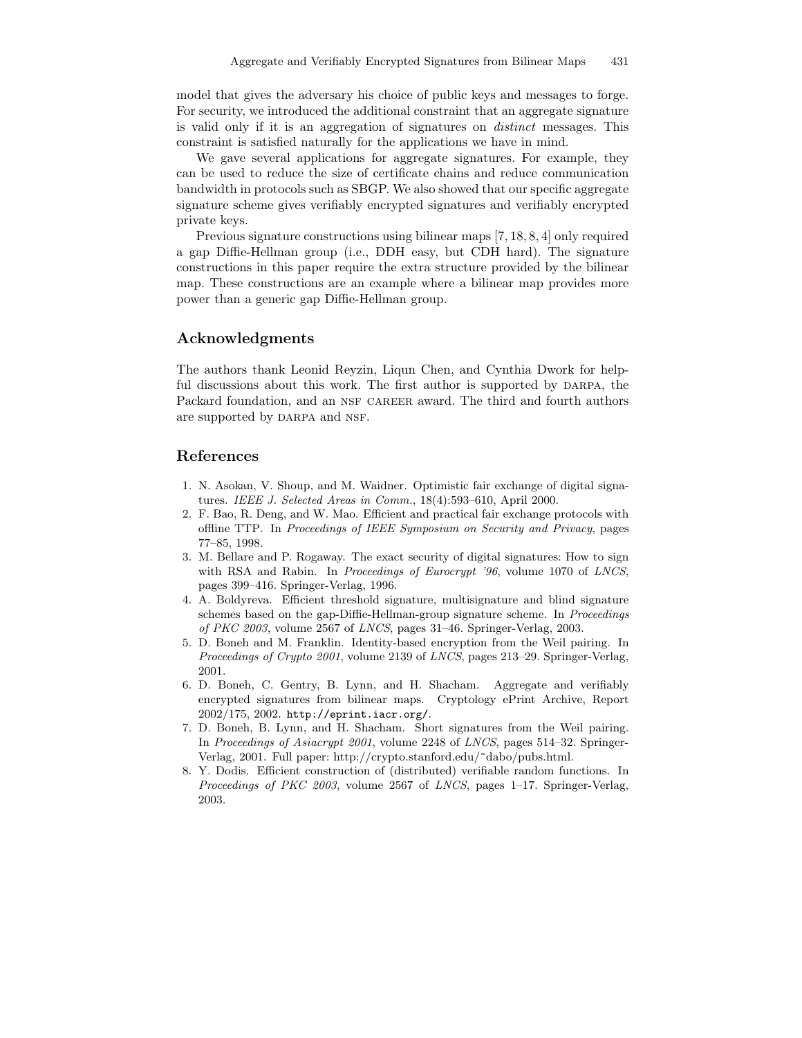model that gives the adversary his choice of public keys and messages to forge. For security, we introduced the additional constraint that an aggregate signature is valid only if it is an aggregation of signatures on *distinct* messages. This constraint is satisfied naturally for the applications we have in mind.

We gave several applications for aggregate signatures. For example, they can be used to reduce the size of certificate chains and reduce communication bandwidth in protocols such as SBGP. We also showed that our specific aggregate signature scheme gives verifiably encrypted signatures and verifiably encrypted private keys.

Previous signature constructions using bilinear maps [7, 18, 8, 4] only required a gap Diffie-Hellman group (i.e., DDH easy, but CDH hard). The signature constructions in this paper require the extra structure provided by the bilinear map. These constructions are an example where a bilinear map provides more power than a generic gap Diffie-Hellman group.

## Acknowledgments

The authors thank Leonid Reyzin, Liqun Chen, and Cynthia Dwork for helpful discussions about this work. The first author is supported by DARPA, the Packard foundation, and an NSF CAREER award. The third and fourth authors are supported by DARPA and NSF.

## References

1. N. Asokan, V. Shoup, and M. Waidner. Optimistic fair exchange of digital signatures. *IEEE J. Selected Areas in Comm.*, 18(4):593–610, April 2000.
2. F. Bao, R. Deng, and W. Mao. Efficient and practical fair exchange protocols with offline TTP. In *Proceedings of IEEE Symposium on Security and Privacy*, pages 77–85, 1998.
3. M. Bellare and P. Rogaway. The exact security of digital signatures: How to sign with RSA and Rabin. In *Proceedings of Eurocrypt '96*, volume 1070 of *LNCS*, pages 399–416. Springer-Verlag, 1996.
4. A. Boldyreva. Efficient threshold signature, multisignature and blind signature schemes based on the gap-Diffie-Hellman-group signature scheme. In *Proceedings of PKC 2003*, volume 2567 of *LNCS*, pages 31–46. Springer-Verlag, 2003.
5. D. Boneh and M. Franklin. Identity-based encryption from the Weil pairing. In *Proceedings of Crypto 2001*, volume 2139 of *LNCS*, pages 213–29. Springer-Verlag, 2001.
6. D. Boneh, C. Gentry, B. Lynn, and H. Shacham. Aggregate and verifiably encrypted signatures from bilinear maps. Cryptology ePrint Archive, Report 2002/175, 2002. `http://eprint.iacr.org/`.
7. D. Boneh, B. Lynn, and H. Shacham. Short signatures from the Weil pairing. In *Proceedings of Asiacrypt 2001*, volume 2248 of *LNCS*, pages 514–32. Springer-Verlag, 2001. Full paper: http://crypto.stanford.edu/~dabo/pubs.html.
8. Y. Dodis. Efficient construction of (distributed) verifiable random functions. In *Proceedings of PKC 2003*, volume 2567 of *LNCS*, pages 1–17. Springer-Verlag, 2003.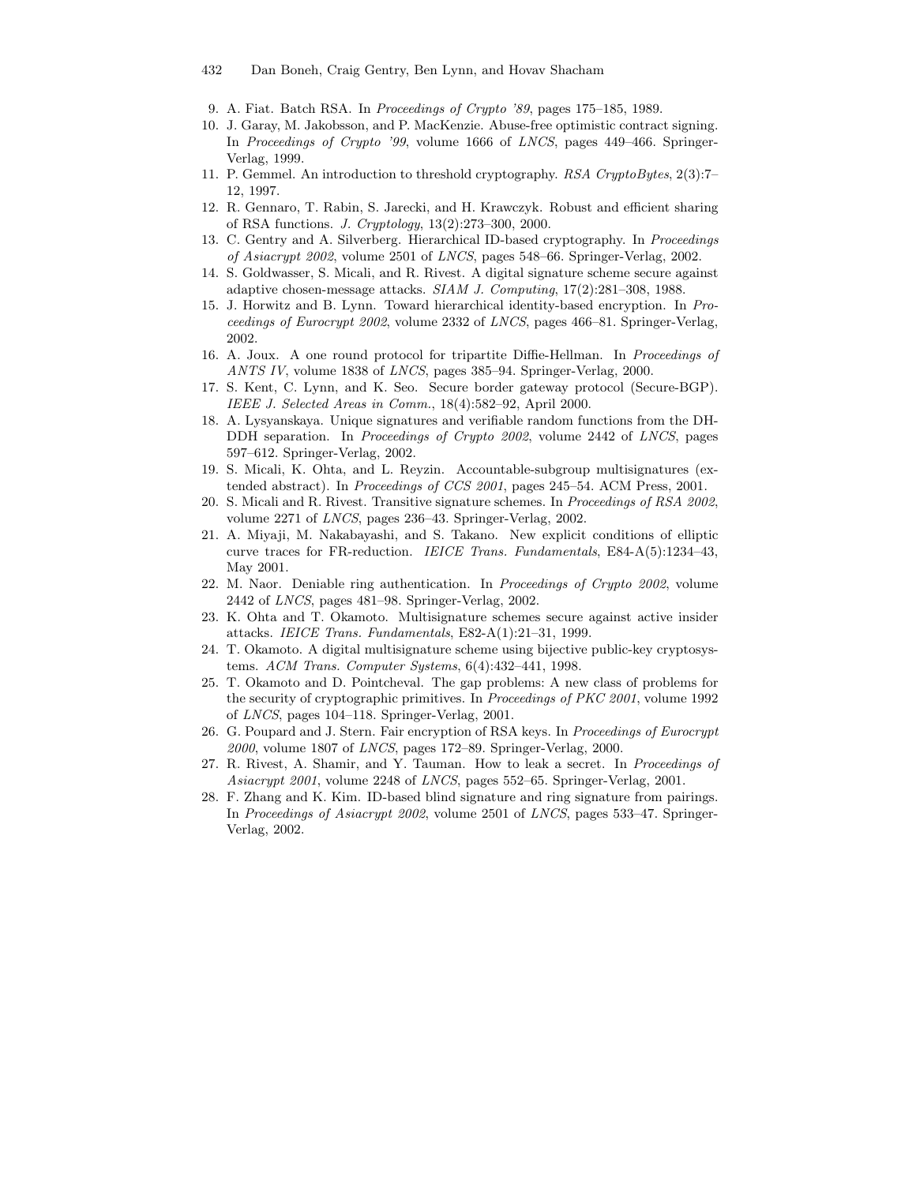9. A. Fiat. Batch RSA. In *Proceedings of Crypto '89*, pages 175–185, 1989.
10. J. Garay, M. Jakobsson, and P. MacKenzie. Abuse-free optimistic contract signing. In *Proceedings of Crypto '99*, volume 1666 of *LNCS*, pages 449–466. Springer-Verlag, 1999.
11. P. Gemmel. An introduction to threshold cryptography. *RSA CryptoBytes*, 2(3):7–12, 1997.
12. R. Gennaro, T. Rabin, S. Jarecki, and H. Krawczyk. Robust and efficient sharing of RSA functions. *J. Cryptology*, 13(2):273–300, 2000.
13. C. Gentry and A. Silverberg. Hierarchical ID-based cryptography. In *Proceedings of Asiacrypt 2002*, volume 2501 of *LNCS*, pages 548–66. Springer-Verlag, 2002.
14. S. Goldwasser, S. Micali, and R. Rivest. A digital signature scheme secure against adaptive chosen-message attacks. *SIAM J. Computing*, 17(2):281–308, 1988.
15. J. Horwitz and B. Lynn. Toward hierarchical identity-based encryption. In *Proceedings of Eurocrypt 2002*, volume 2332 of *LNCS*, pages 466–81. Springer-Verlag, 2002.
16. A. Joux. A one round protocol for tripartite Diffie-Hellman. In *Proceedings of ANTS IV*, volume 1838 of *LNCS*, pages 385–94. Springer-Verlag, 2000.
17. S. Kent, C. Lynn, and K. Seo. Secure border gateway protocol (Secure-BGP). *IEEE J. Selected Areas in Comm.*, 18(4):582–92, April 2000.
18. A. Lysyanskaya. Unique signatures and verifiable random functions from the DH-DDH separation. In *Proceedings of Crypto 2002*, volume 2442 of *LNCS*, pages 597–612. Springer-Verlag, 2002.
19. S. Micali, K. Ohta, and L. Reyzin. Accountable-subgroup multisignatures (extended abstract). In *Proceedings of CCS 2001*, pages 245–54. ACM Press, 2001.
20. S. Micali and R. Rivest. Transitive signature schemes. In *Proceedings of RSA 2002*, volume 2271 of *LNCS*, pages 236–43. Springer-Verlag, 2002.
21. A. Miyaji, M. Nakabayashi, and S. Takano. New explicit conditions of elliptic curve traces for FR-reduction. *IEICE Trans. Fundamentals*, E84-A(5):1234–43, May 2001.
22. M. Naor. Deniable ring authentication. In *Proceedings of Crypto 2002*, volume 2442 of *LNCS*, pages 481–98. Springer-Verlag, 2002.
23. K. Ohta and T. Okamoto. Multisignature schemes secure against active insider attacks. *IEICE Trans. Fundamentals*, E82-A(1):21–31, 1999.
24. T. Okamoto. A digital multisignature scheme using bijective public-key cryptosystems. *ACM Trans. Computer Systems*, 6(4):432–441, 1998.
25. T. Okamoto and D. Pointcheval. The gap problems: A new class of problems for the security of cryptographic primitives. In *Proceedings of PKC 2001*, volume 1992 of *LNCS*, pages 104–118. Springer-Verlag, 2001.
26. G. Poupard and J. Stern. Fair encryption of RSA keys. In *Proceedings of Eurocrypt 2000*, volume 1807 of *LNCS*, pages 172–89. Springer-Verlag, 2000.
27. R. Rivest, A. Shamir, and Y. Tauman. How to leak a secret. In *Proceedings of Asiacrypt 2001*, volume 2248 of *LNCS*, pages 552–65. Springer-Verlag, 2001.
28. F. Zhang and K. Kim. ID-based blind signature and ring signature from pairings. In *Proceedings of Asiacrypt 2002*, volume 2501 of *LNCS*, pages 533–47. Springer-Verlag, 2002.